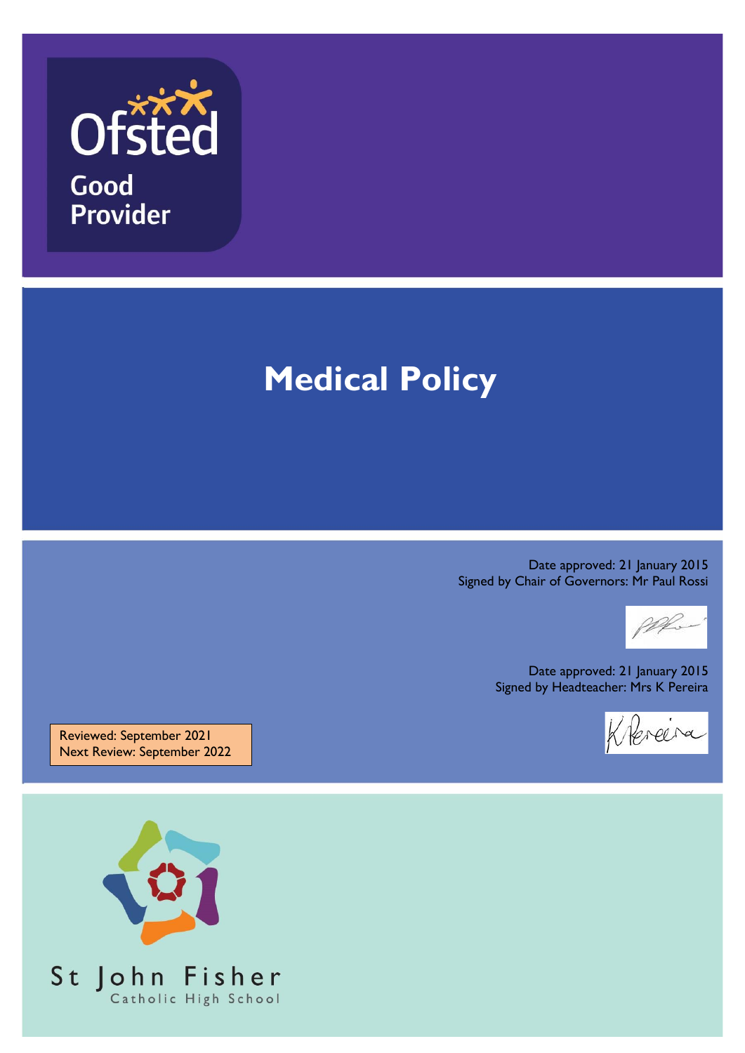Ofsted

Good Provider

# Medical Policy

Date approved: 21 January 2015
Signed by Chair of Governors: Mr Paul Rossi

Date approved: 21 January 2015
Signed by Headteacher: Mrs K Pereira

Reviewed: September 2021
Next Review: September 2022

St John Fisher
Catholic High School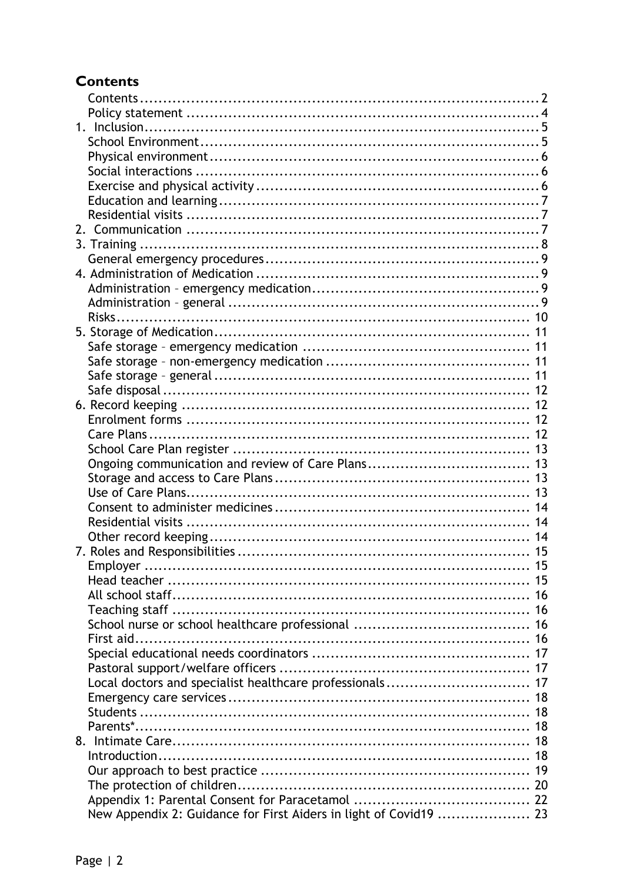## Contents

- Contents ... 2
- Policy statement ... 4
- 1. Inclusion ... 5
  - School Environment ... 5
  - Physical environment ... 6
  - Social interactions ... 6
  - Exercise and physical activity ... 6
  - Education and learning ... 7
  - Residential visits ... 7
- 2. Communication ... 7
- 3. Training ... 8
  - General emergency procedures ... 9
- 4. Administration of Medication ... 9
  - Administration – emergency medication ... 9
  - Administration – general ... 9
  - Risks ... 10
- 5. Storage of Medication ... 11
  - Safe storage – emergency medication ... 11
  - Safe storage – non-emergency medication ... 11
  - Safe storage – general ... 11
  - Safe disposal ... 12
- 6. Record keeping ... 12
  - Enrolment forms ... 12
  - Care Plans ... 12
  - School Care Plan register ... 13
  - Ongoing communication and review of Care Plans ... 13
  - Storage and access to Care Plans ... 13
  - Use of Care Plans ... 13
  - Consent to administer medicines ... 14
  - Residential visits ... 14
  - Other record keeping ... 14
- 7. Roles and Responsibilities ... 15
  - Employer ... 15
  - Head teacher ... 15
  - All school staff ... 16
  - Teaching staff ... 16
  - School nurse or school healthcare professional ... 16
  - First aid ... 16
  - Special educational needs coordinators ... 17
  - Pastoral support/welfare officers ... 17
  - Local doctors and specialist healthcare professionals ... 17
  - Emergency care services ... 18
  - Students ... 18
  - Parents* ... 18
- 8. Intimate Care ... 18
  - Introduction ... 18
  - Our approach to best practice ... 19
  - The protection of children ... 20
  - Appendix 1: Parental Consent for Paracetamol ... 22
  - New Appendix 2: Guidance for First Aiders in light of Covid19 ... 23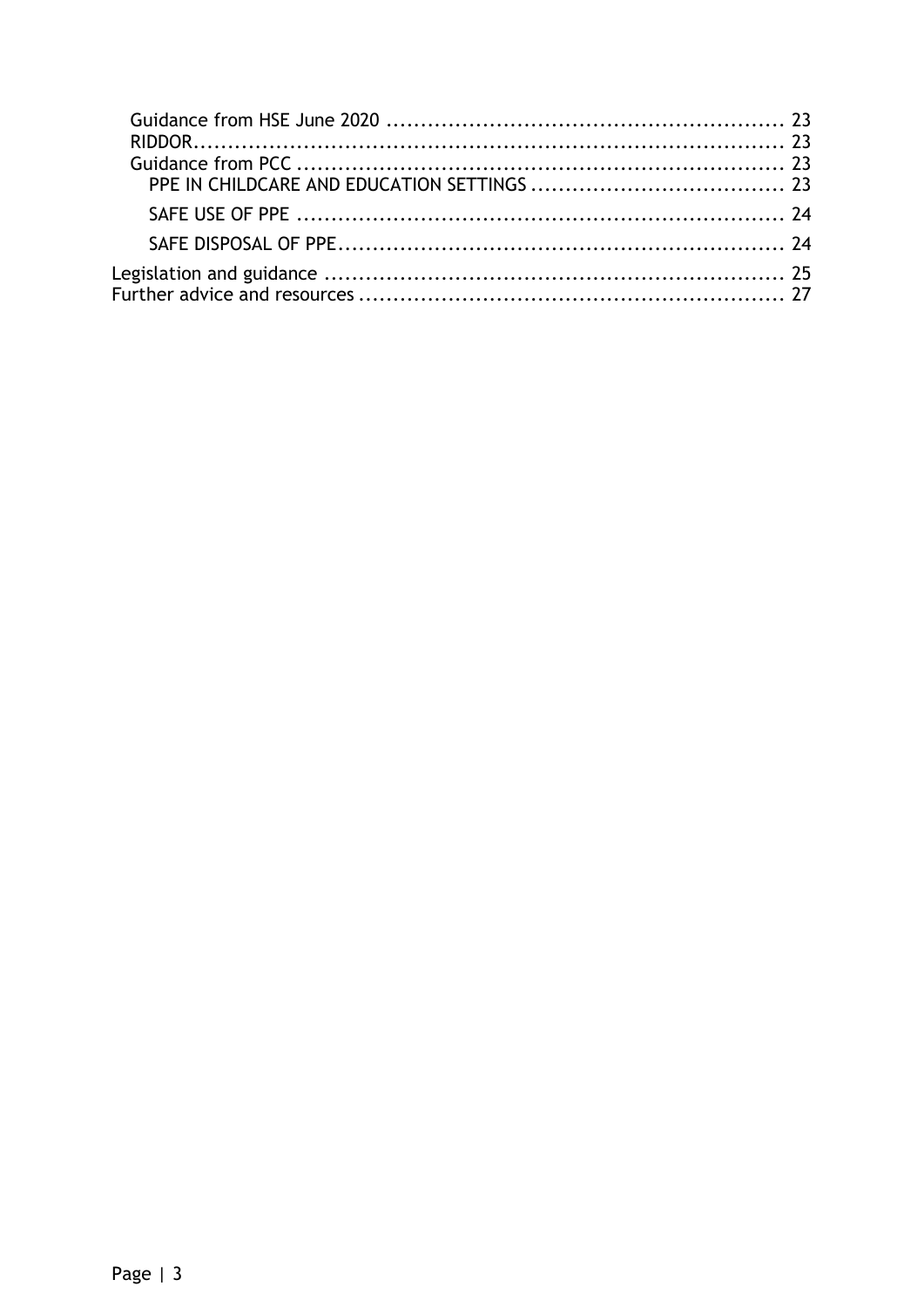- Guidance from HSE June 2020 .......................................................... 23
- RIDDOR.................................................................................... 23
- Guidance from PCC ..................................................................... 23
  - PPE IN CHILDCARE AND EDUCATION SETTINGS ..................................... 23
  - SAFE USE OF PPE ........................................................................ 24
  - SAFE DISPOSAL OF PPE.................................................................. 24

Legislation and guidance ................................................................... 25

Further advice and resources .............................................................. 27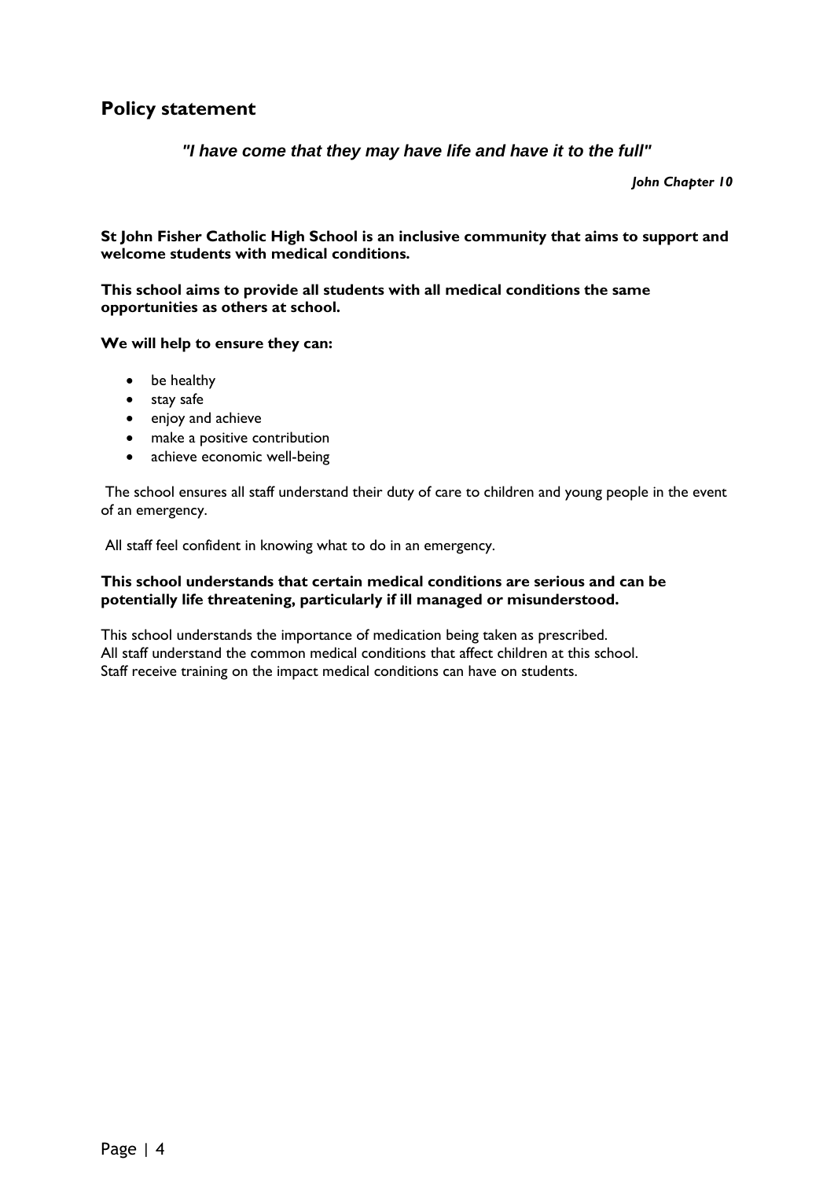## Policy statement

***"I have come that they may have life and have it to the full"***

***John Chapter 10***

**St John Fisher Catholic High School is an inclusive community that aims to support and welcome students with medical conditions.**

**This school aims to provide all students with all medical conditions the same opportunities as others at school.**

**We will help to ensure they can:**

- be healthy
- stay safe
- enjoy and achieve
- make a positive contribution
- achieve economic well-being

The school ensures all staff understand their duty of care to children and young people in the event of an emergency.

All staff feel confident in knowing what to do in an emergency.

**This school understands that certain medical conditions are serious and can be potentially life threatening, particularly if ill managed or misunderstood.**

This school understands the importance of medication being taken as prescribed.
All staff understand the common medical conditions that affect children at this school.
Staff receive training on the impact medical conditions can have on students.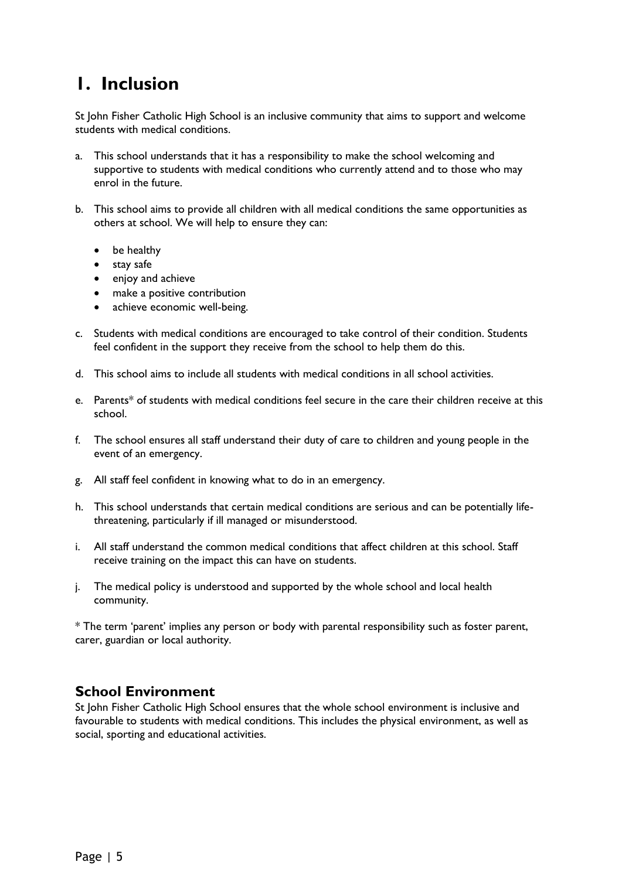# 1. Inclusion

St John Fisher Catholic High School is an inclusive community that aims to support and welcome students with medical conditions.

a. This school understands that it has a responsibility to make the school welcoming and supportive to students with medical conditions who currently attend and to those who may enrol in the future.

b. This school aims to provide all children with all medical conditions the same opportunities as others at school. We will help to ensure they can:

   - be healthy
   - stay safe
   - enjoy and achieve
   - make a positive contribution
   - achieve economic well-being.

c. Students with medical conditions are encouraged to take control of their condition. Students feel confident in the support they receive from the school to help them do this.

d. This school aims to include all students with medical conditions in all school activities.

e. Parents* of students with medical conditions feel secure in the care their children receive at this school.

f. The school ensures all staff understand their duty of care to children and young people in the event of an emergency.

g. All staff feel confident in knowing what to do in an emergency.

h. This school understands that certain medical conditions are serious and can be potentially life-threatening, particularly if ill managed or misunderstood.

i. All staff understand the common medical conditions that affect children at this school. Staff receive training on the impact this can have on students.

j. The medical policy is understood and supported by the whole school and local health community.

* The term 'parent' implies any person or body with parental responsibility such as foster parent, carer, guardian or local authority.

## School Environment

St John Fisher Catholic High School ensures that the whole school environment is inclusive and favourable to students with medical conditions. This includes the physical environment, as well as social, sporting and educational activities.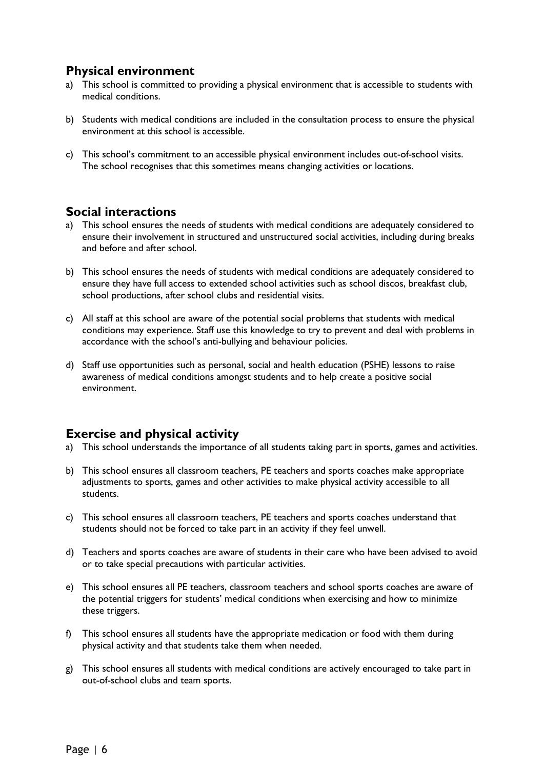## Physical environment

a) This school is committed to providing a physical environment that is accessible to students with medical conditions.

b) Students with medical conditions are included in the consultation process to ensure the physical environment at this school is accessible.

c) This school's commitment to an accessible physical environment includes out-of-school visits. The school recognises that this sometimes means changing activities or locations.

## Social interactions

a) This school ensures the needs of students with medical conditions are adequately considered to ensure their involvement in structured and unstructured social activities, including during breaks and before and after school.

b) This school ensures the needs of students with medical conditions are adequately considered to ensure they have full access to extended school activities such as school discos, breakfast club, school productions, after school clubs and residential visits.

c) All staff at this school are aware of the potential social problems that students with medical conditions may experience. Staff use this knowledge to try to prevent and deal with problems in accordance with the school's anti-bullying and behaviour policies.

d) Staff use opportunities such as personal, social and health education (PSHE) lessons to raise awareness of medical conditions amongst students and to help create a positive social environment.

## Exercise and physical activity

a) This school understands the importance of all students taking part in sports, games and activities.

b) This school ensures all classroom teachers, PE teachers and sports coaches make appropriate adjustments to sports, games and other activities to make physical activity accessible to all students.

c) This school ensures all classroom teachers, PE teachers and sports coaches understand that students should not be forced to take part in an activity if they feel unwell.

d) Teachers and sports coaches are aware of students in their care who have been advised to avoid or to take special precautions with particular activities.

e) This school ensures all PE teachers, classroom teachers and school sports coaches are aware of the potential triggers for students' medical conditions when exercising and how to minimize these triggers.

f) This school ensures all students have the appropriate medication or food with them during physical activity and that students take them when needed.

g) This school ensures all students with medical conditions are actively encouraged to take part in out-of-school clubs and team sports.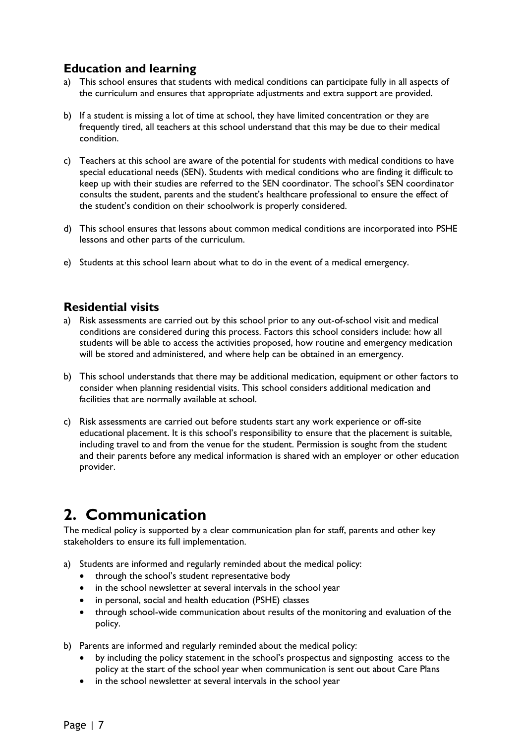### Education and learning

a) This school ensures that students with medical conditions can participate fully in all aspects of the curriculum and ensures that appropriate adjustments and extra support are provided.

b) If a student is missing a lot of time at school, they have limited concentration or they are frequently tired, all teachers at this school understand that this may be due to their medical condition.

c) Teachers at this school are aware of the potential for students with medical conditions to have special educational needs (SEN). Students with medical conditions who are finding it difficult to keep up with their studies are referred to the SEN coordinator. The school's SEN coordinator consults the student, parents and the student's healthcare professional to ensure the effect of the student's condition on their schoolwork is properly considered.

d) This school ensures that lessons about common medical conditions are incorporated into PSHE lessons and other parts of the curriculum.

e) Students at this school learn about what to do in the event of a medical emergency.

### Residential visits

a) Risk assessments are carried out by this school prior to any out-of-school visit and medical conditions are considered during this process. Factors this school considers include: how all students will be able to access the activities proposed, how routine and emergency medication will be stored and administered, and where help can be obtained in an emergency.

b) This school understands that there may be additional medication, equipment or other factors to consider when planning residential visits. This school considers additional medication and facilities that are normally available at school.

c) Risk assessments are carried out before students start any work experience or off-site educational placement. It is this school's responsibility to ensure that the placement is suitable, including travel to and from the venue for the student. Permission is sought from the student and their parents before any medical information is shared with an employer or other education provider.

## 2. Communication

The medical policy is supported by a clear communication plan for staff, parents and other key stakeholders to ensure its full implementation.

a) Students are informed and regularly reminded about the medical policy:
   - through the school's student representative body
   - in the school newsletter at several intervals in the school year
   - in personal, social and health education (PSHE) classes
   - through school-wide communication about results of the monitoring and evaluation of the policy.

b) Parents are informed and regularly reminded about the medical policy:
   - by including the policy statement in the school's prospectus and signposting access to the policy at the start of the school year when communication is sent out about Care Plans
   - in the school newsletter at several intervals in the school year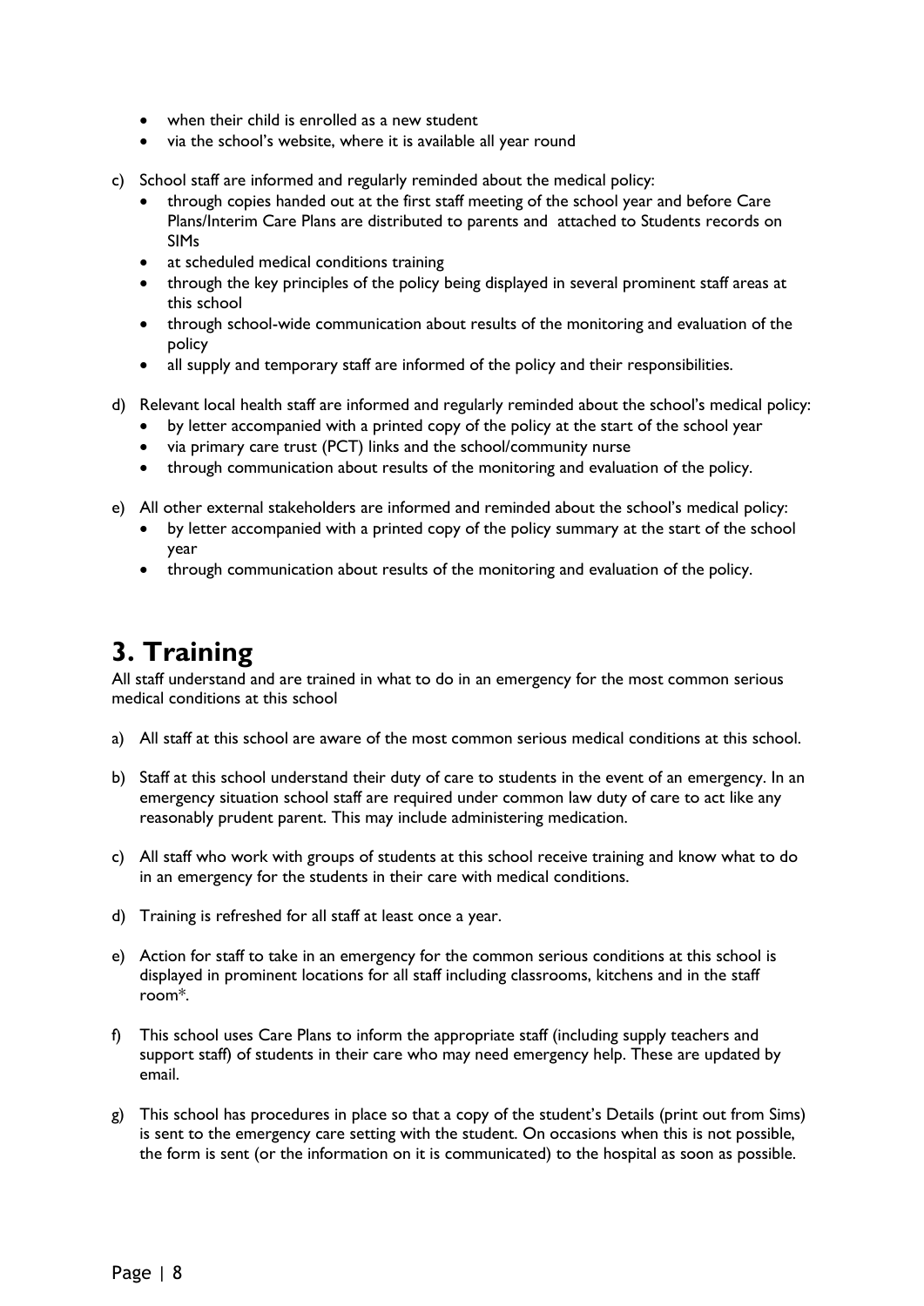- when their child is enrolled as a new student
- via the school's website, where it is available all year round

c) School staff are informed and regularly reminded about the medical policy:
   - through copies handed out at the first staff meeting of the school year and before Care Plans/Interim Care Plans are distributed to parents and attached to Students records on SIMs
   - at scheduled medical conditions training
   - through the key principles of the policy being displayed in several prominent staff areas at this school
   - through school-wide communication about results of the monitoring and evaluation of the policy
   - all supply and temporary staff are informed of the policy and their responsibilities.

d) Relevant local health staff are informed and regularly reminded about the school's medical policy:
   - by letter accompanied with a printed copy of the policy at the start of the school year
   - via primary care trust (PCT) links and the school/community nurse
   - through communication about results of the monitoring and evaluation of the policy.

e) All other external stakeholders are informed and reminded about the school's medical policy:
   - by letter accompanied with a printed copy of the policy summary at the start of the school year
   - through communication about results of the monitoring and evaluation of the policy.

# 3. Training

All staff understand and are trained in what to do in an emergency for the most common serious medical conditions at this school

a) All staff at this school are aware of the most common serious medical conditions at this school.

b) Staff at this school understand their duty of care to students in the event of an emergency. In an emergency situation school staff are required under common law duty of care to act like any reasonably prudent parent. This may include administering medication.

c) All staff who work with groups of students at this school receive training and know what to do in an emergency for the students in their care with medical conditions.

d) Training is refreshed for all staff at least once a year.

e) Action for staff to take in an emergency for the common serious conditions at this school is displayed in prominent locations for all staff including classrooms, kitchens and in the staff room*.

f) This school uses Care Plans to inform the appropriate staff (including supply teachers and support staff) of students in their care who may need emergency help. These are updated by email.

g) This school has procedures in place so that a copy of the student's Details (print out from Sims) is sent to the emergency care setting with the student. On occasions when this is not possible, the form is sent (or the information on it is communicated) to the hospital as soon as possible.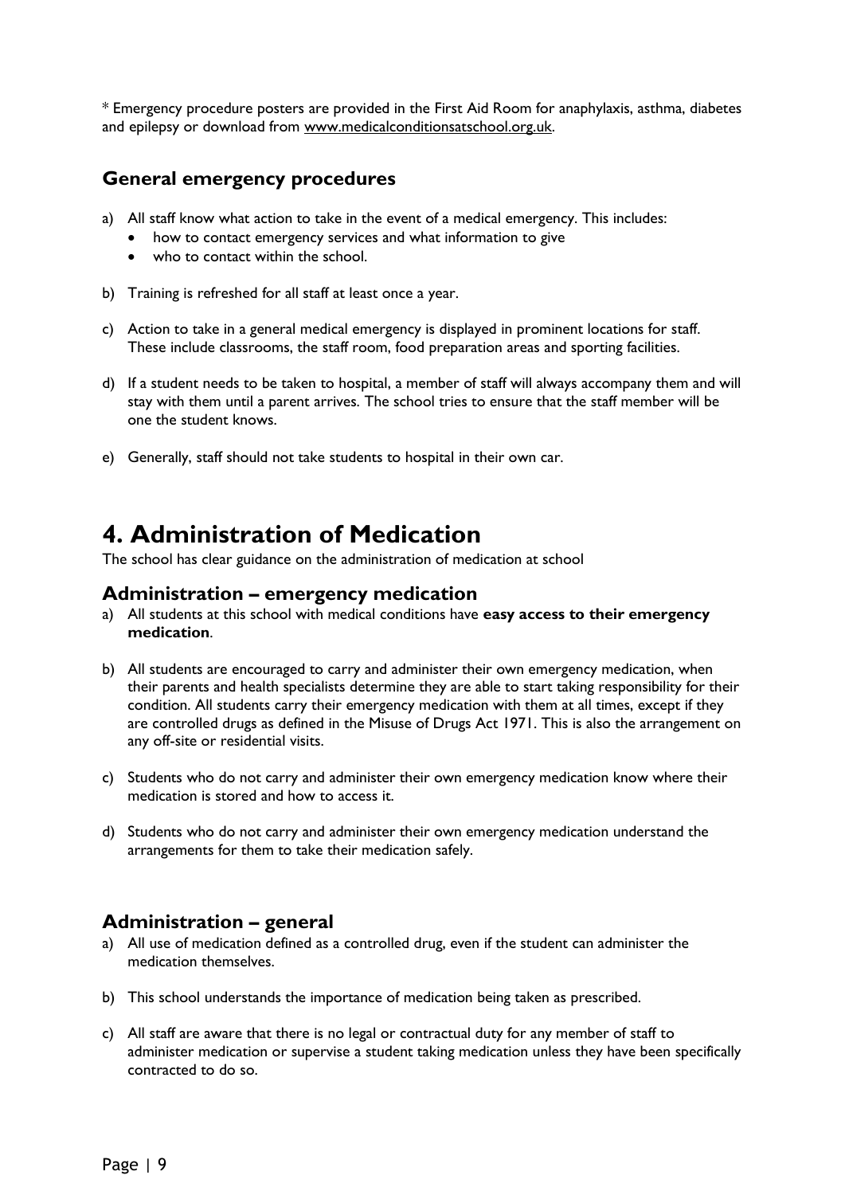* Emergency procedure posters are provided in the First Aid Room for anaphylaxis, asthma, diabetes and epilepsy or download from www.medicalconditionsatschool.org.uk.

### General emergency procedures

a) All staff know what action to take in the event of a medical emergency. This includes:
   - how to contact emergency services and what information to give
   - who to contact within the school.

b) Training is refreshed for all staff at least once a year.

c) Action to take in a general medical emergency is displayed in prominent locations for staff. These include classrooms, the staff room, food preparation areas and sporting facilities.

d) If a student needs to be taken to hospital, a member of staff will always accompany them and will stay with them until a parent arrives. The school tries to ensure that the staff member will be one the student knows.

e) Generally, staff should not take students to hospital in their own car.

# 4. Administration of Medication

The school has clear guidance on the administration of medication at school

## Administration – emergency medication

a) All students at this school with medical conditions have **easy access to their emergency medication**.

b) All students are encouraged to carry and administer their own emergency medication, when their parents and health specialists determine they are able to start taking responsibility for their condition. All students carry their emergency medication with them at all times, except if they are controlled drugs as defined in the Misuse of Drugs Act 1971. This is also the arrangement on any off-site or residential visits.

c) Students who do not carry and administer their own emergency medication know where their medication is stored and how to access it.

d) Students who do not carry and administer their own emergency medication understand the arrangements for them to take their medication safely.

## Administration – general

a) All use of medication defined as a controlled drug, even if the student can administer the medication themselves.

b) This school understands the importance of medication being taken as prescribed.

c) All staff are aware that there is no legal or contractual duty for any member of staff to administer medication or supervise a student taking medication unless they have been specifically contracted to do so.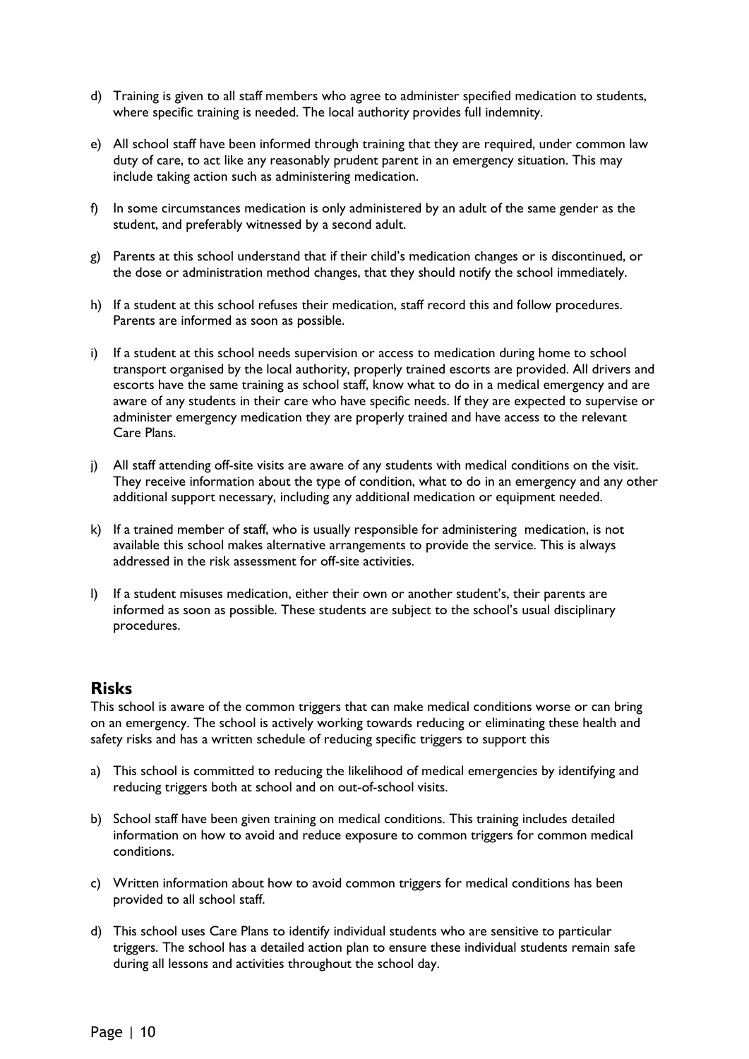d) Training is given to all staff members who agree to administer specified medication to students, where specific training is needed. The local authority provides full indemnity.

e) All school staff have been informed through training that they are required, under common law duty of care, to act like any reasonably prudent parent in an emergency situation. This may include taking action such as administering medication.

f) In some circumstances medication is only administered by an adult of the same gender as the student, and preferably witnessed by a second adult.

g) Parents at this school understand that if their child's medication changes or is discontinued, or the dose or administration method changes, that they should notify the school immediately.

h) If a student at this school refuses their medication, staff record this and follow procedures. Parents are informed as soon as possible.

i) If a student at this school needs supervision or access to medication during home to school transport organised by the local authority, properly trained escorts are provided. All drivers and escorts have the same training as school staff, know what to do in a medical emergency and are aware of any students in their care who have specific needs. If they are expected to supervise or administer emergency medication they are properly trained and have access to the relevant Care Plans.

j) All staff attending off-site visits are aware of any students with medical conditions on the visit. They receive information about the type of condition, what to do in an emergency and any other additional support necessary, including any additional medication or equipment needed.

k) If a trained member of staff, who is usually responsible for administering medication, is not available this school makes alternative arrangements to provide the service. This is always addressed in the risk assessment for off-site activities.

l) If a student misuses medication, either their own or another student's, their parents are informed as soon as possible. These students are subject to the school's usual disciplinary procedures.

## Risks

This school is aware of the common triggers that can make medical conditions worse or can bring on an emergency. The school is actively working towards reducing or eliminating these health and safety risks and has a written schedule of reducing specific triggers to support this

a) This school is committed to reducing the likelihood of medical emergencies by identifying and reducing triggers both at school and on out-of-school visits.

b) School staff have been given training on medical conditions. This training includes detailed information on how to avoid and reduce exposure to common triggers for common medical conditions.

c) Written information about how to avoid common triggers for medical conditions has been provided to all school staff.

d) This school uses Care Plans to identify individual students who are sensitive to particular triggers. The school has a detailed action plan to ensure these individual students remain safe during all lessons and activities throughout the school day.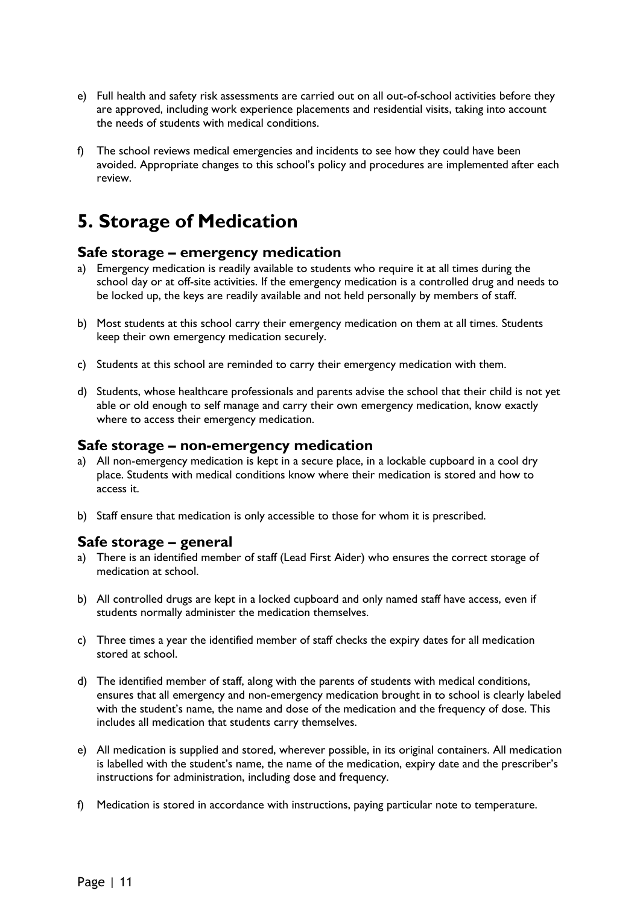e) Full health and safety risk assessments are carried out on all out-of-school activities before they are approved, including work experience placements and residential visits, taking into account the needs of students with medical conditions.

f) The school reviews medical emergencies and incidents to see how they could have been avoided. Appropriate changes to this school's policy and procedures are implemented after each review.

# 5. Storage of Medication

## Safe storage – emergency medication

a) Emergency medication is readily available to students who require it at all times during the school day or at off-site activities. If the emergency medication is a controlled drug and needs to be locked up, the keys are readily available and not held personally by members of staff.

b) Most students at this school carry their emergency medication on them at all times. Students keep their own emergency medication securely.

c) Students at this school are reminded to carry their emergency medication with them.

d) Students, whose healthcare professionals and parents advise the school that their child is not yet able or old enough to self manage and carry their own emergency medication, know exactly where to access their emergency medication.

## Safe storage – non-emergency medication

a) All non-emergency medication is kept in a secure place, in a lockable cupboard in a cool dry place. Students with medical conditions know where their medication is stored and how to access it.

b) Staff ensure that medication is only accessible to those for whom it is prescribed.

## Safe storage – general

a) There is an identified member of staff (Lead First Aider) who ensures the correct storage of medication at school.

b) All controlled drugs are kept in a locked cupboard and only named staff have access, even if students normally administer the medication themselves.

c) Three times a year the identified member of staff checks the expiry dates for all medication stored at school.

d) The identified member of staff, along with the parents of students with medical conditions, ensures that all emergency and non-emergency medication brought in to school is clearly labeled with the student's name, the name and dose of the medication and the frequency of dose. This includes all medication that students carry themselves.

e) All medication is supplied and stored, wherever possible, in its original containers. All medication is labelled with the student's name, the name of the medication, expiry date and the prescriber's instructions for administration, including dose and frequency.

f) Medication is stored in accordance with instructions, paying particular note to temperature.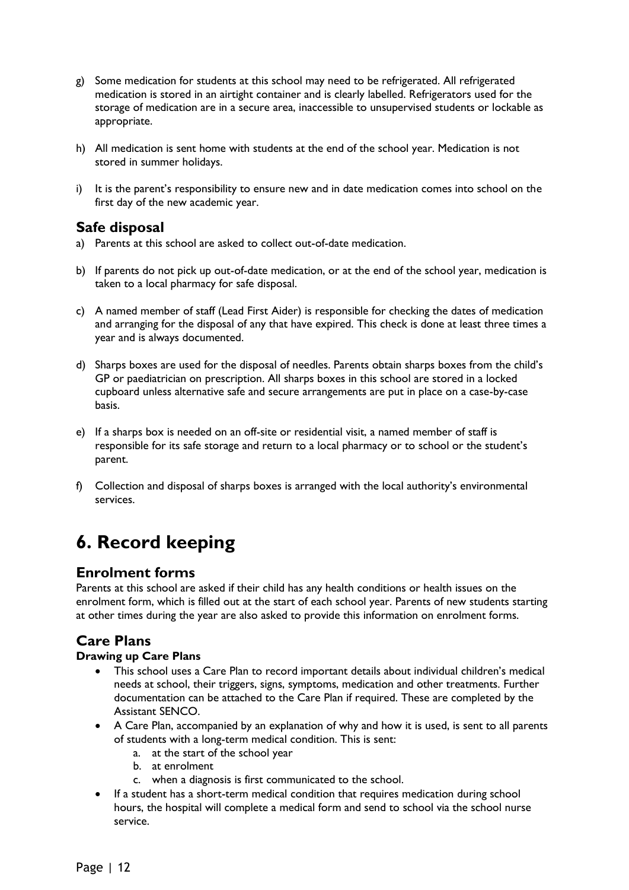g) Some medication for students at this school may need to be refrigerated. All refrigerated medication is stored in an airtight container and is clearly labelled. Refrigerators used for the storage of medication are in a secure area, inaccessible to unsupervised students or lockable as appropriate.

h) All medication is sent home with students at the end of the school year. Medication is not stored in summer holidays.

i) It is the parent's responsibility to ensure new and in date medication comes into school on the first day of the new academic year.

### Safe disposal

a) Parents at this school are asked to collect out-of-date medication.

b) If parents do not pick up out-of-date medication, or at the end of the school year, medication is taken to a local pharmacy for safe disposal.

c) A named member of staff (Lead First Aider) is responsible for checking the dates of medication and arranging for the disposal of any that have expired. This check is done at least three times a year and is always documented.

d) Sharps boxes are used for the disposal of needles. Parents obtain sharps boxes from the child's GP or paediatrician on prescription. All sharps boxes in this school are stored in a locked cupboard unless alternative safe and secure arrangements are put in place on a case-by-case basis.

e) If a sharps box is needed on an off-site or residential visit, a named member of staff is responsible for its safe storage and return to a local pharmacy or to school or the student's parent.

f) Collection and disposal of sharps boxes is arranged with the local authority's environmental services.

## 6. Record keeping

### Enrolment forms

Parents at this school are asked if their child has any health conditions or health issues on the enrolment form, which is filled out at the start of each school year. Parents of new students starting at other times during the year are also asked to provide this information on enrolment forms.

### Care Plans

**Drawing up Care Plans**

- This school uses a Care Plan to record important details about individual children's medical needs at school, their triggers, signs, symptoms, medication and other treatments. Further documentation can be attached to the Care Plan if required. These are completed by the Assistant SENCO.
- A Care Plan, accompanied by an explanation of why and how it is used, is sent to all parents of students with a long-term medical condition. This is sent:
    a. at the start of the school year
    b. at enrolment
    c. when a diagnosis is first communicated to the school.
- If a student has a short-term medical condition that requires medication during school hours, the hospital will complete a medical form and send to school via the school nurse service.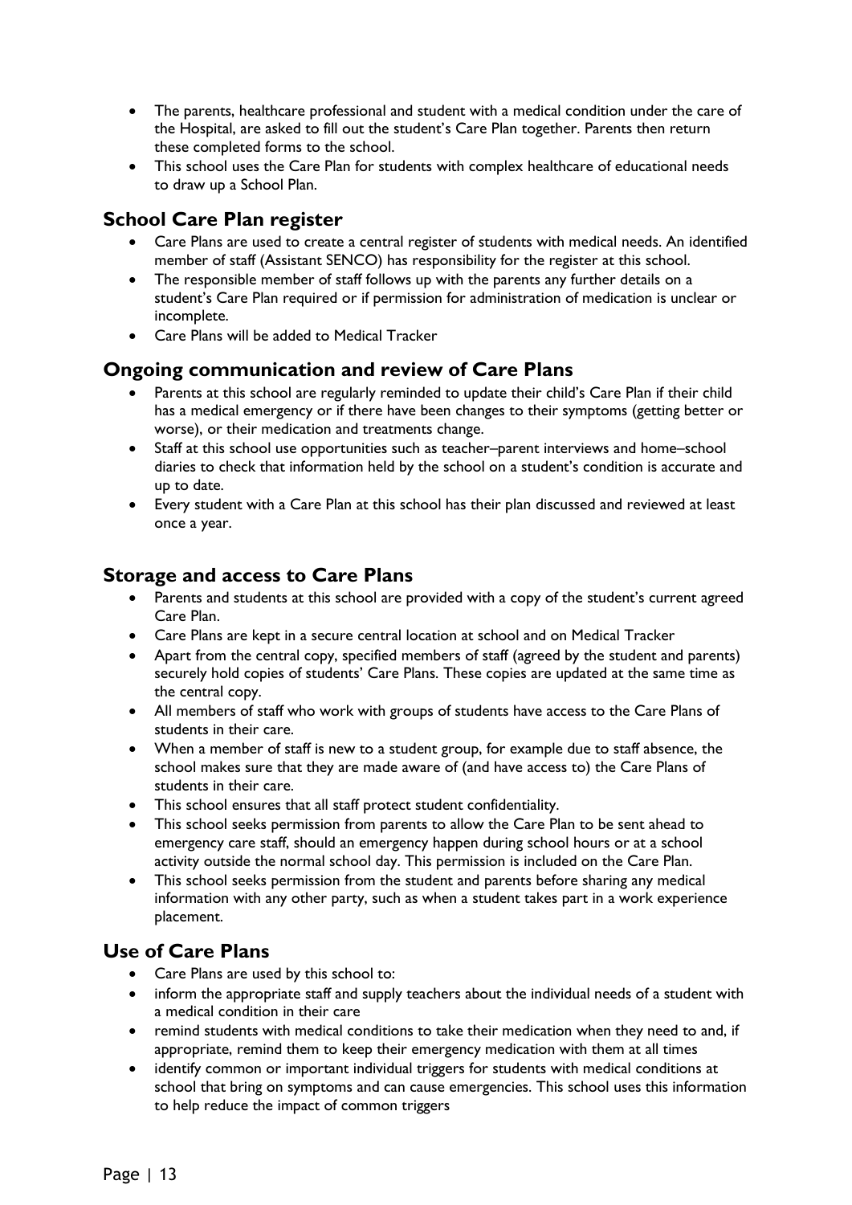- The parents, healthcare professional and student with a medical condition under the care of the Hospital, are asked to fill out the student's Care Plan together. Parents then return these completed forms to the school.
- This school uses the Care Plan for students with complex healthcare of educational needs to draw up a School Plan.

## School Care Plan register

- Care Plans are used to create a central register of students with medical needs. An identified member of staff (Assistant SENCO) has responsibility for the register at this school.
- The responsible member of staff follows up with the parents any further details on a student's Care Plan required or if permission for administration of medication is unclear or incomplete.
- Care Plans will be added to Medical Tracker

## Ongoing communication and review of Care Plans

- Parents at this school are regularly reminded to update their child's Care Plan if their child has a medical emergency or if there have been changes to their symptoms (getting better or worse), or their medication and treatments change.
- Staff at this school use opportunities such as teacher–parent interviews and home–school diaries to check that information held by the school on a student's condition is accurate and up to date.
- Every student with a Care Plan at this school has their plan discussed and reviewed at least once a year.

## Storage and access to Care Plans

- Parents and students at this school are provided with a copy of the student's current agreed Care Plan.
- Care Plans are kept in a secure central location at school and on Medical Tracker
- Apart from the central copy, specified members of staff (agreed by the student and parents) securely hold copies of students' Care Plans. These copies are updated at the same time as the central copy.
- All members of staff who work with groups of students have access to the Care Plans of students in their care.
- When a member of staff is new to a student group, for example due to staff absence, the school makes sure that they are made aware of (and have access to) the Care Plans of students in their care.
- This school ensures that all staff protect student confidentiality.
- This school seeks permission from parents to allow the Care Plan to be sent ahead to emergency care staff, should an emergency happen during school hours or at a school activity outside the normal school day. This permission is included on the Care Plan.
- This school seeks permission from the student and parents before sharing any medical information with any other party, such as when a student takes part in a work experience placement.

## Use of Care Plans

- Care Plans are used by this school to:
- inform the appropriate staff and supply teachers about the individual needs of a student with a medical condition in their care
- remind students with medical conditions to take their medication when they need to and, if appropriate, remind them to keep their emergency medication with them at all times
- identify common or important individual triggers for students with medical conditions at school that bring on symptoms and can cause emergencies. This school uses this information to help reduce the impact of common triggers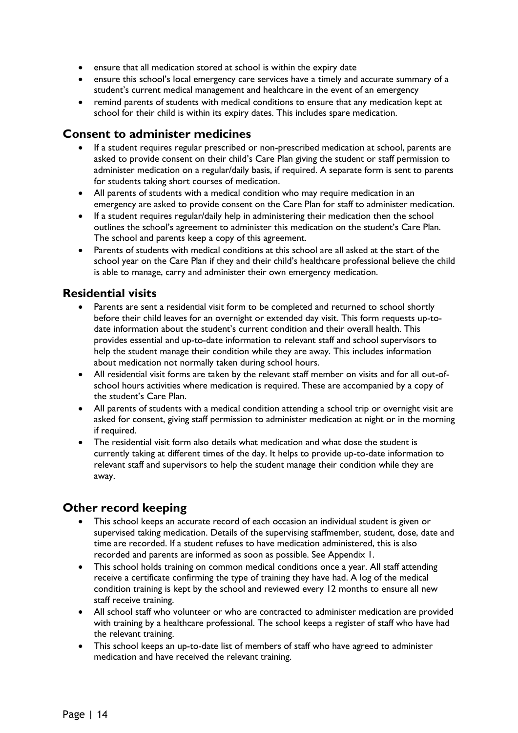- ensure that all medication stored at school is within the expiry date
- ensure this school's local emergency care services have a timely and accurate summary of a student's current medical management and healthcare in the event of an emergency
- remind parents of students with medical conditions to ensure that any medication kept at school for their child is within its expiry dates. This includes spare medication.

## Consent to administer medicines

- If a student requires regular prescribed or non-prescribed medication at school, parents are asked to provide consent on their child's Care Plan giving the student or staff permission to administer medication on a regular/daily basis, if required. A separate form is sent to parents for students taking short courses of medication.
- All parents of students with a medical condition who may require medication in an emergency are asked to provide consent on the Care Plan for staff to administer medication.
- If a student requires regular/daily help in administering their medication then the school outlines the school's agreement to administer this medication on the student's Care Plan. The school and parents keep a copy of this agreement.
- Parents of students with medical conditions at this school are all asked at the start of the school year on the Care Plan if they and their child's healthcare professional believe the child is able to manage, carry and administer their own emergency medication.

## Residential visits

- Parents are sent a residential visit form to be completed and returned to school shortly before their child leaves for an overnight or extended day visit. This form requests up-to-date information about the student's current condition and their overall health. This provides essential and up-to-date information to relevant staff and school supervisors to help the student manage their condition while they are away. This includes information about medication not normally taken during school hours.
- All residential visit forms are taken by the relevant staff member on visits and for all out-of-school hours activities where medication is required. These are accompanied by a copy of the student's Care Plan.
- All parents of students with a medical condition attending a school trip or overnight visit are asked for consent, giving staff permission to administer medication at night or in the morning if required.
- The residential visit form also details what medication and what dose the student is currently taking at different times of the day. It helps to provide up-to-date information to relevant staff and supervisors to help the student manage their condition while they are away.

## Other record keeping

- This school keeps an accurate record of each occasion an individual student is given or supervised taking medication. Details of the supervising staffmember, student, dose, date and time are recorded. If a student refuses to have medication administered, this is also recorded and parents are informed as soon as possible. See Appendix 1.
- This school holds training on common medical conditions once a year. All staff attending receive a certificate confirming the type of training they have had. A log of the medical condition training is kept by the school and reviewed every 12 months to ensure all new staff receive training.
- All school staff who volunteer or who are contracted to administer medication are provided with training by a healthcare professional. The school keeps a register of staff who have had the relevant training.
- This school keeps an up-to-date list of members of staff who have agreed to administer medication and have received the relevant training.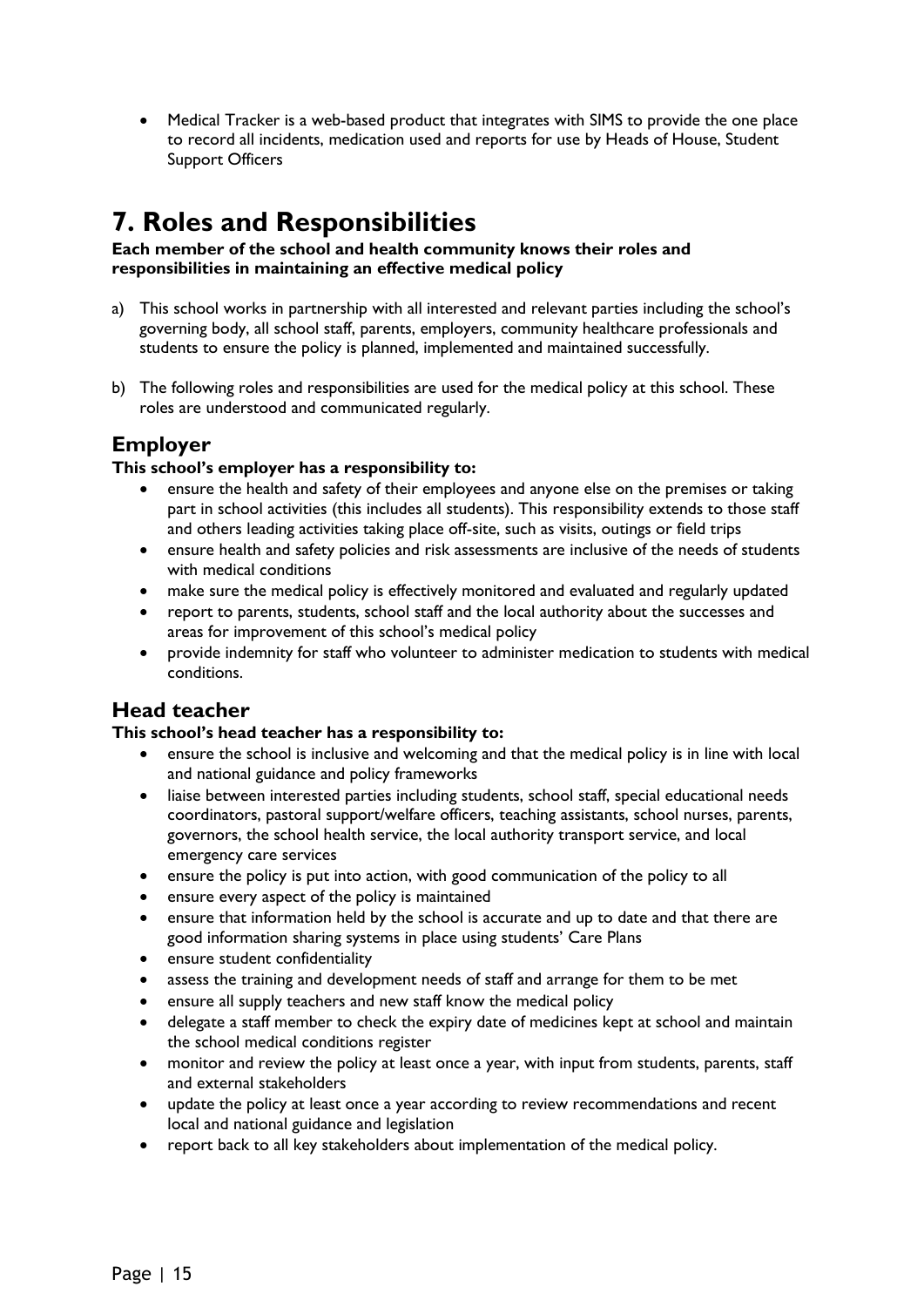- Medical Tracker is a web-based product that integrates with SIMS to provide the one place to record all incidents, medication used and reports for use by Heads of House, Student Support Officers

# 7. Roles and Responsibilities

**Each member of the school and health community knows their roles and responsibilities in maintaining an effective medical policy**

a) This school works in partnership with all interested and relevant parties including the school's governing body, all school staff, parents, employers, community healthcare professionals and students to ensure the policy is planned, implemented and maintained successfully.

b) The following roles and responsibilities are used for the medical policy at this school. These roles are understood and communicated regularly.

## Employer

**This school's employer has a responsibility to:**

- ensure the health and safety of their employees and anyone else on the premises or taking part in school activities (this includes all students). This responsibility extends to those staff and others leading activities taking place off-site, such as visits, outings or field trips
- ensure health and safety policies and risk assessments are inclusive of the needs of students with medical conditions
- make sure the medical policy is effectively monitored and evaluated and regularly updated
- report to parents, students, school staff and the local authority about the successes and areas for improvement of this school's medical policy
- provide indemnity for staff who volunteer to administer medication to students with medical conditions.

## Head teacher

**This school's head teacher has a responsibility to:**

- ensure the school is inclusive and welcoming and that the medical policy is in line with local and national guidance and policy frameworks
- liaise between interested parties including students, school staff, special educational needs coordinators, pastoral support/welfare officers, teaching assistants, school nurses, parents, governors, the school health service, the local authority transport service, and local emergency care services
- ensure the policy is put into action, with good communication of the policy to all
- ensure every aspect of the policy is maintained
- ensure that information held by the school is accurate and up to date and that there are good information sharing systems in place using students' Care Plans
- ensure student confidentiality
- assess the training and development needs of staff and arrange for them to be met
- ensure all supply teachers and new staff know the medical policy
- delegate a staff member to check the expiry date of medicines kept at school and maintain the school medical conditions register
- monitor and review the policy at least once a year, with input from students, parents, staff and external stakeholders
- update the policy at least once a year according to review recommendations and recent local and national guidance and legislation
- report back to all key stakeholders about implementation of the medical policy.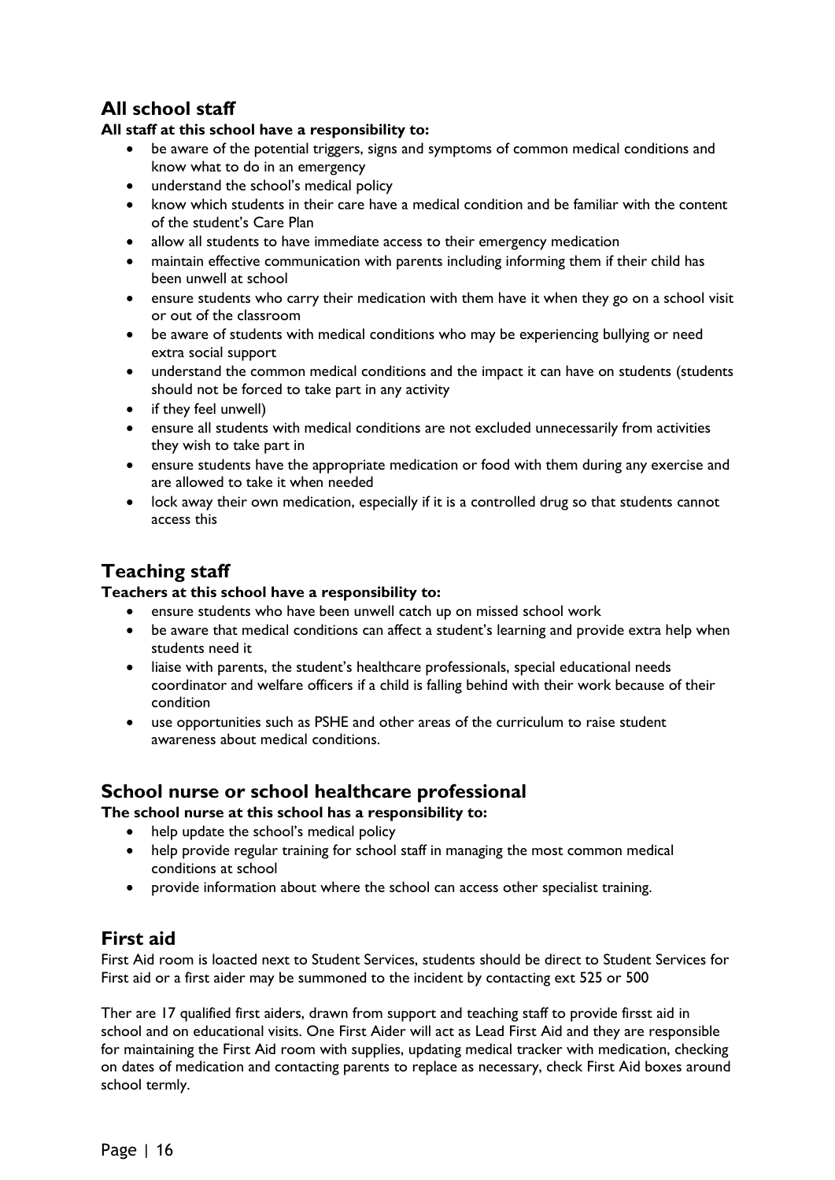## All school staff

**All staff at this school have a responsibility to:**

- be aware of the potential triggers, signs and symptoms of common medical conditions and know what to do in an emergency
- understand the school's medical policy
- know which students in their care have a medical condition and be familiar with the content of the student's Care Plan
- allow all students to have immediate access to their emergency medication
- maintain effective communication with parents including informing them if their child has been unwell at school
- ensure students who carry their medication with them have it when they go on a school visit or out of the classroom
- be aware of students with medical conditions who may be experiencing bullying or need extra social support
- understand the common medical conditions and the impact it can have on students (students should not be forced to take part in any activity
- if they feel unwell)
- ensure all students with medical conditions are not excluded unnecessarily from activities they wish to take part in
- ensure students have the appropriate medication or food with them during any exercise and are allowed to take it when needed
- lock away their own medication, especially if it is a controlled drug so that students cannot access this

## Teaching staff

**Teachers at this school have a responsibility to:**

- ensure students who have been unwell catch up on missed school work
- be aware that medical conditions can affect a student's learning and provide extra help when students need it
- liaise with parents, the student's healthcare professionals, special educational needs coordinator and welfare officers if a child is falling behind with their work because of their condition
- use opportunities such as PSHE and other areas of the curriculum to raise student awareness about medical conditions.

## School nurse or school healthcare professional

**The school nurse at this school has a responsibility to:**

- help update the school's medical policy
- help provide regular training for school staff in managing the most common medical conditions at school
- provide information about where the school can access other specialist training.

## First aid

First Aid room is loacted next to Student Services, students should be direct to Student Services for First aid or a first aider may be summoned to the incident by contacting ext 525 or 500

Ther are 17 qualified first aiders, drawn from support and teaching staff to provide firsst aid in school and on educational visits. One First Aider will act as Lead First Aid and they are responsible for maintaining the First Aid room with supplies, updating medical tracker with medication, checking on dates of medication and contacting parents to replace as necessary, check First Aid boxes around school termly.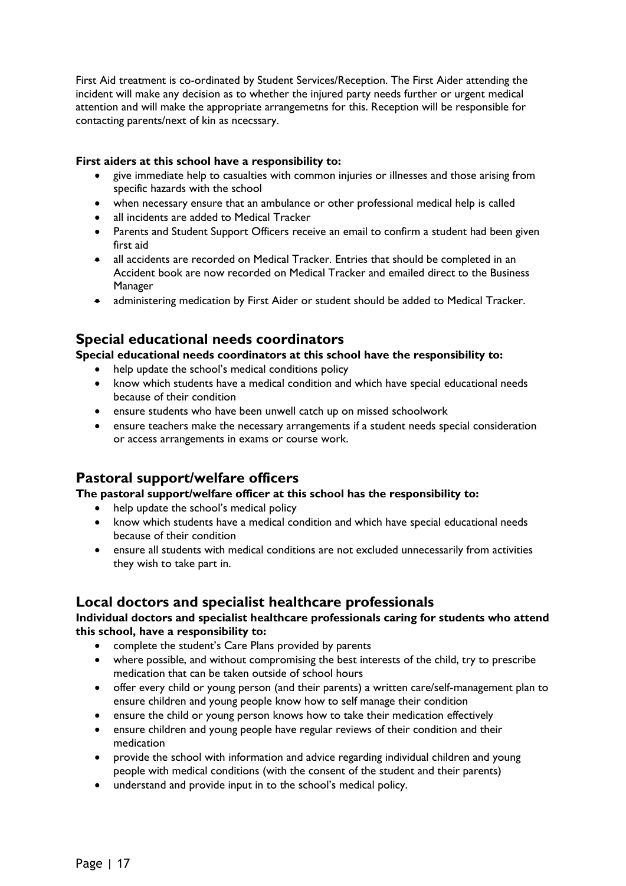First Aid treatment is co-ordinated by Student Services/Reception. The First Aider attending the incident will make any decision as to whether the injured party needs further or urgent medical attention and will make the appropriate arrangemetns for this. Reception will be responsible for contacting parents/next of kin as ncecssary.

**First aiders at this school have a responsibility to:**

- give immediate help to casualties with common injuries or illnesses and those arising from specific hazards with the school
- when necessary ensure that an ambulance or other professional medical help is called
- all incidents are added to Medical Tracker
- Parents and Student Support Officers receive an email to confirm a student had been given first aid
- all accidents are recorded on Medical Tracker. Entries that should be completed in an Accident book are now recorded on Medical Tracker and emailed direct to the Business Manager
- administering medication by First Aider or student should be added to Medical Tracker.

## Special educational needs coordinators

**Special educational needs coordinators at this school have the responsibility to:**

- help update the school's medical conditions policy
- know which students have a medical condition and which have special educational needs because of their condition
- ensure students who have been unwell catch up on missed schoolwork
- ensure teachers make the necessary arrangements if a student needs special consideration or access arrangements in exams or course work.

## Pastoral support/welfare officers

**The pastoral support/welfare officer at this school has the responsibility to:**

- help update the school's medical policy
- know which students have a medical condition and which have special educational needs because of their condition
- ensure all students with medical conditions are not excluded unnecessarily from activities they wish to take part in.

## Local doctors and specialist healthcare professionals

**Individual doctors and specialist healthcare professionals caring for students who attend this school, have a responsibility to:**

- complete the student's Care Plans provided by parents
- where possible, and without compromising the best interests of the child, try to prescribe medication that can be taken outside of school hours
- offer every child or young person (and their parents) a written care/self-management plan to ensure children and young people know how to self manage their condition
- ensure the child or young person knows how to take their medication effectively
- ensure children and young people have regular reviews of their condition and their medication
- provide the school with information and advice regarding individual children and young people with medical conditions (with the consent of the student and their parents)
- understand and provide input in to the school's medical policy.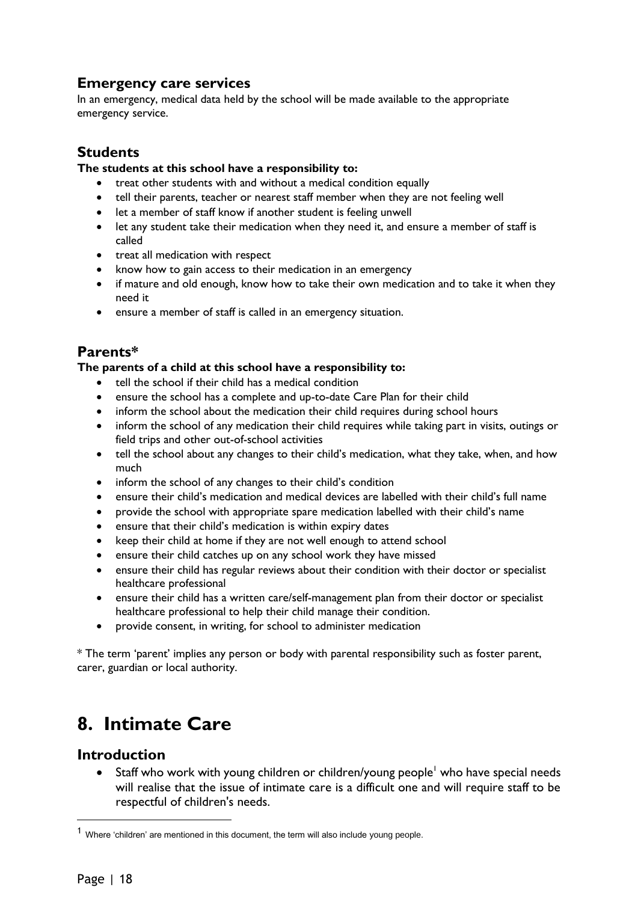### Emergency care services

In an emergency, medical data held by the school will be made available to the appropriate emergency service.

### Students

**The students at this school have a responsibility to:**

- treat other students with and without a medical condition equally
- tell their parents, teacher or nearest staff member when they are not feeling well
- let a member of staff know if another student is feeling unwell
- let any student take their medication when they need it, and ensure a member of staff is called
- treat all medication with respect
- know how to gain access to their medication in an emergency
- if mature and old enough, know how to take their own medication and to take it when they need it
- ensure a member of staff is called in an emergency situation.

### Parents*

**The parents of a child at this school have a responsibility to:**

- tell the school if their child has a medical condition
- ensure the school has a complete and up-to-date Care Plan for their child
- inform the school about the medication their child requires during school hours
- inform the school of any medication their child requires while taking part in visits, outings or field trips and other out-of-school activities
- tell the school about any changes to their child's medication, what they take, when, and how much
- inform the school of any changes to their child's condition
- ensure their child's medication and medical devices are labelled with their child's full name
- provide the school with appropriate spare medication labelled with their child's name
- ensure that their child's medication is within expiry dates
- keep their child at home if they are not well enough to attend school
- ensure their child catches up on any school work they have missed
- ensure their child has regular reviews about their condition with their doctor or specialist healthcare professional
- ensure their child has a written care/self-management plan from their doctor or specialist healthcare professional to help their child manage their condition.
- provide consent, in writing, for school to administer medication

* The term 'parent' implies any person or body with parental responsibility such as foster parent, carer, guardian or local authority.

# 8. Intimate Care

### Introduction

- Staff who work with young children or children/young people[1] who have special needs will realise that the issue of intimate care is a difficult one and will require staff to be respectful of children's needs.

[1] Where 'children' are mentioned in this document, the term will also include young people.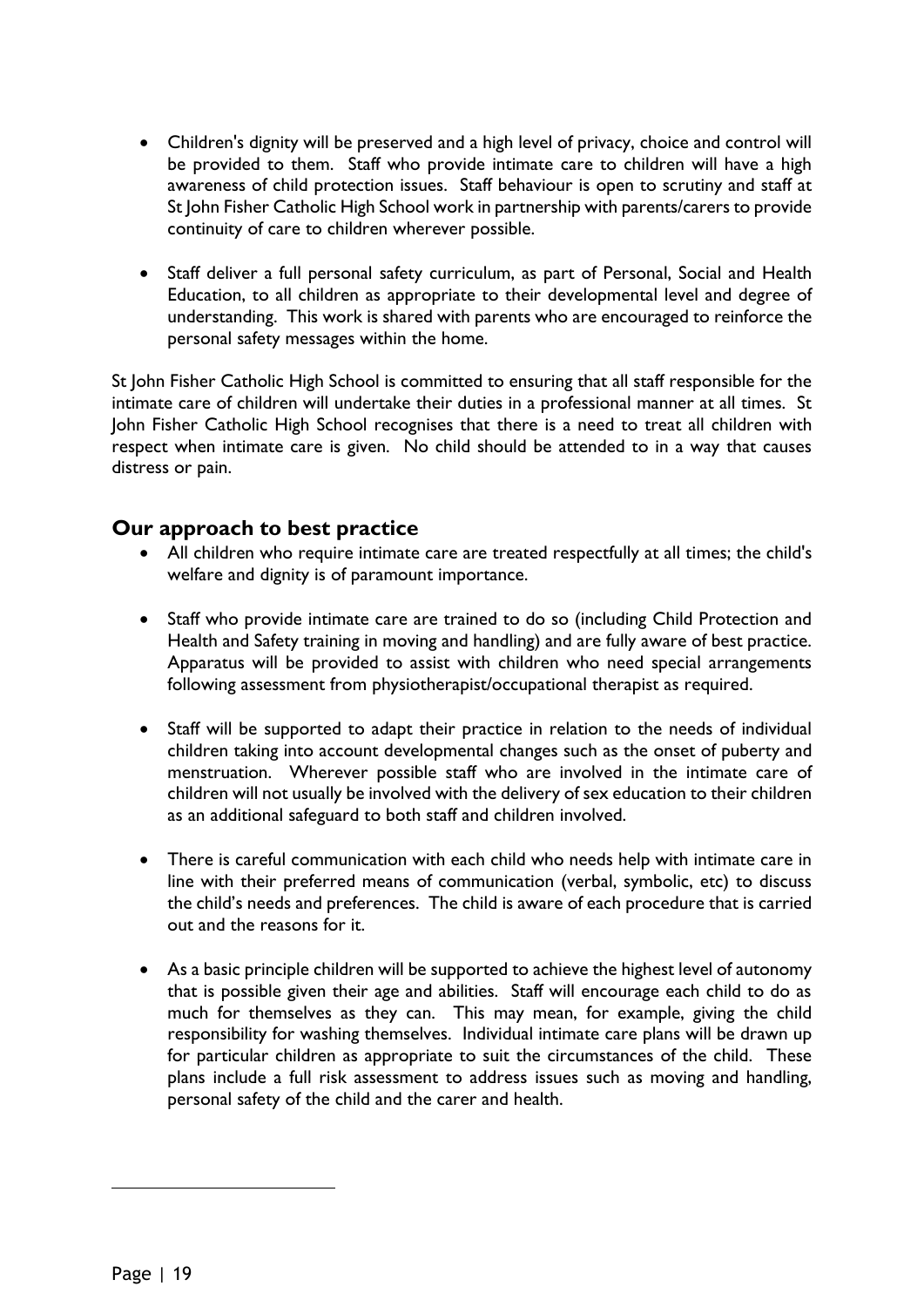- Children's dignity will be preserved and a high level of privacy, choice and control will be provided to them. Staff who provide intimate care to children will have a high awareness of child protection issues. Staff behaviour is open to scrutiny and staff at St John Fisher Catholic High School work in partnership with parents/carers to provide continuity of care to children wherever possible.

- Staff deliver a full personal safety curriculum, as part of Personal, Social and Health Education, to all children as appropriate to their developmental level and degree of understanding. This work is shared with parents who are encouraged to reinforce the personal safety messages within the home.

St John Fisher Catholic High School is committed to ensuring that all staff responsible for the intimate care of children will undertake their duties in a professional manner at all times. St John Fisher Catholic High School recognises that there is a need to treat all children with respect when intimate care is given. No child should be attended to in a way that causes distress or pain.

## Our approach to best practice

- All children who require intimate care are treated respectfully at all times; the child's welfare and dignity is of paramount importance.

- Staff who provide intimate care are trained to do so (including Child Protection and Health and Safety training in moving and handling) and are fully aware of best practice. Apparatus will be provided to assist with children who need special arrangements following assessment from physiotherapist/occupational therapist as required.

- Staff will be supported to adapt their practice in relation to the needs of individual children taking into account developmental changes such as the onset of puberty and menstruation. Wherever possible staff who are involved in the intimate care of children will not usually be involved with the delivery of sex education to their children as an additional safeguard to both staff and children involved.

- There is careful communication with each child who needs help with intimate care in line with their preferred means of communication (verbal, symbolic, etc) to discuss the child's needs and preferences. The child is aware of each procedure that is carried out and the reasons for it.

- As a basic principle children will be supported to achieve the highest level of autonomy that is possible given their age and abilities. Staff will encourage each child to do as much for themselves as they can. This may mean, for example, giving the child responsibility for washing themselves. Individual intimate care plans will be drawn up for particular children as appropriate to suit the circumstances of the child. These plans include a full risk assessment to address issues such as moving and handling, personal safety of the child and the carer and health.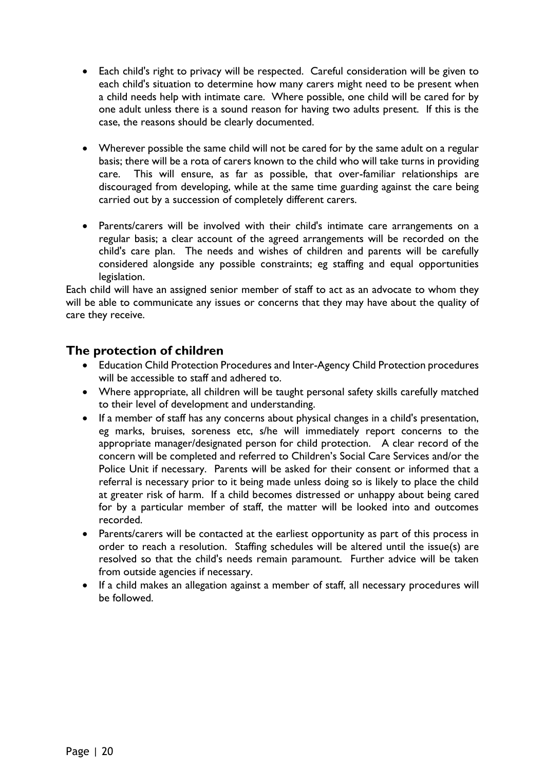- Each child's right to privacy will be respected. Careful consideration will be given to each child's situation to determine how many carers might need to be present when a child needs help with intimate care. Where possible, one child will be cared for by one adult unless there is a sound reason for having two adults present. If this is the case, the reasons should be clearly documented.

- Wherever possible the same child will not be cared for by the same adult on a regular basis; there will be a rota of carers known to the child who will take turns in providing care. This will ensure, as far as possible, that over-familiar relationships are discouraged from developing, while at the same time guarding against the care being carried out by a succession of completely different carers.

- Parents/carers will be involved with their child's intimate care arrangements on a regular basis; a clear account of the agreed arrangements will be recorded on the child's care plan. The needs and wishes of children and parents will be carefully considered alongside any possible constraints; eg staffing and equal opportunities legislation.

Each child will have an assigned senior member of staff to act as an advocate to whom they will be able to communicate any issues or concerns that they may have about the quality of care they receive.

## The protection of children

- Education Child Protection Procedures and Inter-Agency Child Protection procedures will be accessible to staff and adhered to.
- Where appropriate, all children will be taught personal safety skills carefully matched to their level of development and understanding.
- If a member of staff has any concerns about physical changes in a child's presentation, eg marks, bruises, soreness etc, s/he will immediately report concerns to the appropriate manager/designated person for child protection. A clear record of the concern will be completed and referred to Children's Social Care Services and/or the Police Unit if necessary. Parents will be asked for their consent or informed that a referral is necessary prior to it being made unless doing so is likely to place the child at greater risk of harm. If a child becomes distressed or unhappy about being cared for by a particular member of staff, the matter will be looked into and outcomes recorded.
- Parents/carers will be contacted at the earliest opportunity as part of this process in order to reach a resolution. Staffing schedules will be altered until the issue(s) are resolved so that the child's needs remain paramount. Further advice will be taken from outside agencies if necessary.
- If a child makes an allegation against a member of staff, all necessary procedures will be followed.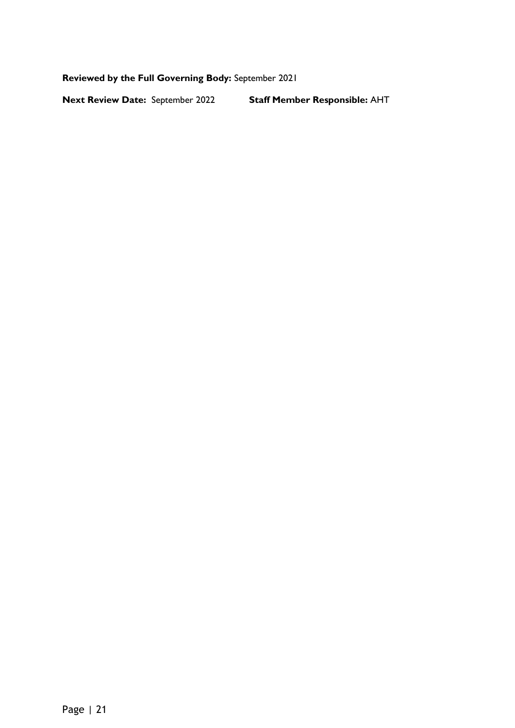**Reviewed by the Full Governing Body:** September 2021

**Next Review Date:** September 2022 **Staff Member Responsible:** AHT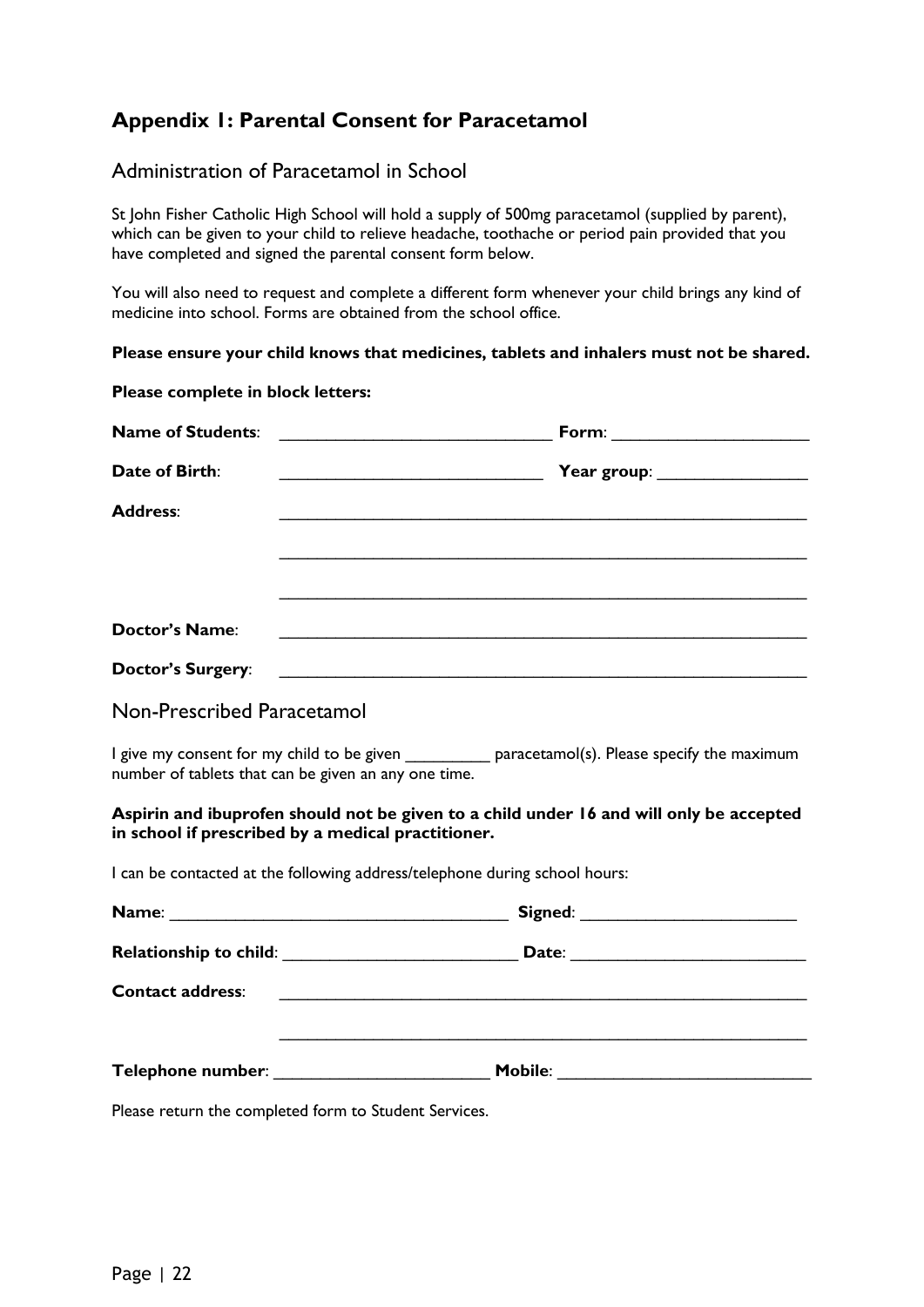## Appendix 1: Parental Consent for Paracetamol

### Administration of Paracetamol in School

St John Fisher Catholic High School will hold a supply of 500mg paracetamol (supplied by parent), which can be given to your child to relieve headache, toothache or period pain provided that you have completed and signed the parental consent form below.

You will also need to request and complete a different form whenever your child brings any kind of medicine into school. Forms are obtained from the school office.

**Please ensure your child knows that medicines, tablets and inhalers must not be shared.**

**Please complete in block letters:**

**Name of Students**: ______________________________ **Form**: ______________________

**Date of Birth**: _____________________________ **Year group**: ________________

**Address**: ___________________________________________________________

___________________________________________________________

___________________________________________________________

**Doctor's Name**: ___________________________________________________________

**Doctor's Surgery**: ___________________________________________________________

### Non-Prescribed Paracetamol

I give my consent for my child to be given _________ paracetamol(s). Please specify the maximum number of tablets that can be given an any one time.

**Aspirin and ibuprofen should not be given to a child under 16 and will only be accepted in school if prescribed by a medical practitioner.**

I can be contacted at the following address/telephone during school hours:

**Name**: _____________________________________ **Signed**: _______________________

**Relationship to child**: _________________________ **Date**: _________________________

**Contact address**: ___________________________________________________________

___________________________________________________________

**Telephone number**: _______________________ **Mobile**: ___________________________

Please return the completed form to Student Services.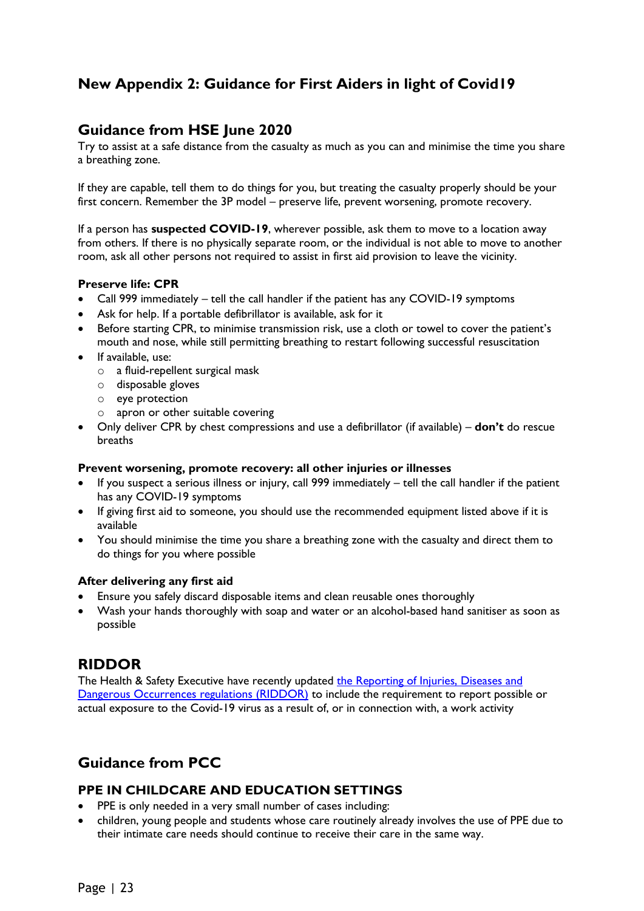# New Appendix 2: Guidance for First Aiders in light of Covid19

## Guidance from HSE June 2020

Try to assist at a safe distance from the casualty as much as you can and minimise the time you share a breathing zone.

If they are capable, tell them to do things for you, but treating the casualty properly should be your first concern. Remember the 3P model – preserve life, prevent worsening, promote recovery.

If a person has **suspected COVID-19**, wherever possible, ask them to move to a location away from others. If there is no physically separate room, or the individual is not able to move to another room, ask all other persons not required to assist in first aid provision to leave the vicinity.

**Preserve life: CPR**

- Call 999 immediately – tell the call handler if the patient has any COVID-19 symptoms
- Ask for help. If a portable defibrillator is available, ask for it
- Before starting CPR, to minimise transmission risk, use a cloth or towel to cover the patient's mouth and nose, while still permitting breathing to restart following successful resuscitation
- If available, use:
  - a fluid-repellent surgical mask
  - disposable gloves
  - eye protection
  - apron or other suitable covering
- Only deliver CPR by chest compressions and use a defibrillator (if available) – **don't** do rescue breaths

**Prevent worsening, promote recovery: all other injuries or illnesses**

- If you suspect a serious illness or injury, call 999 immediately – tell the call handler if the patient has any COVID-19 symptoms
- If giving first aid to someone, you should use the recommended equipment listed above if it is available
- You should minimise the time you share a breathing zone with the casualty and direct them to do things for you where possible

**After delivering any first aid**

- Ensure you safely discard disposable items and clean reusable ones thoroughly
- Wash your hands thoroughly with soap and water or an alcohol-based hand sanitiser as soon as possible

## RIDDOR

The Health & Safety Executive have recently updated the Reporting of Injuries, Diseases and Dangerous Occurrences regulations (RIDDOR) to include the requirement to report possible or actual exposure to the Covid-19 virus as a result of, or in connection with, a work activity

## Guidance from PCC

### PPE IN CHILDCARE AND EDUCATION SETTINGS

- PPE is only needed in a very small number of cases including:
- children, young people and students whose care routinely already involves the use of PPE due to their intimate care needs should continue to receive their care in the same way.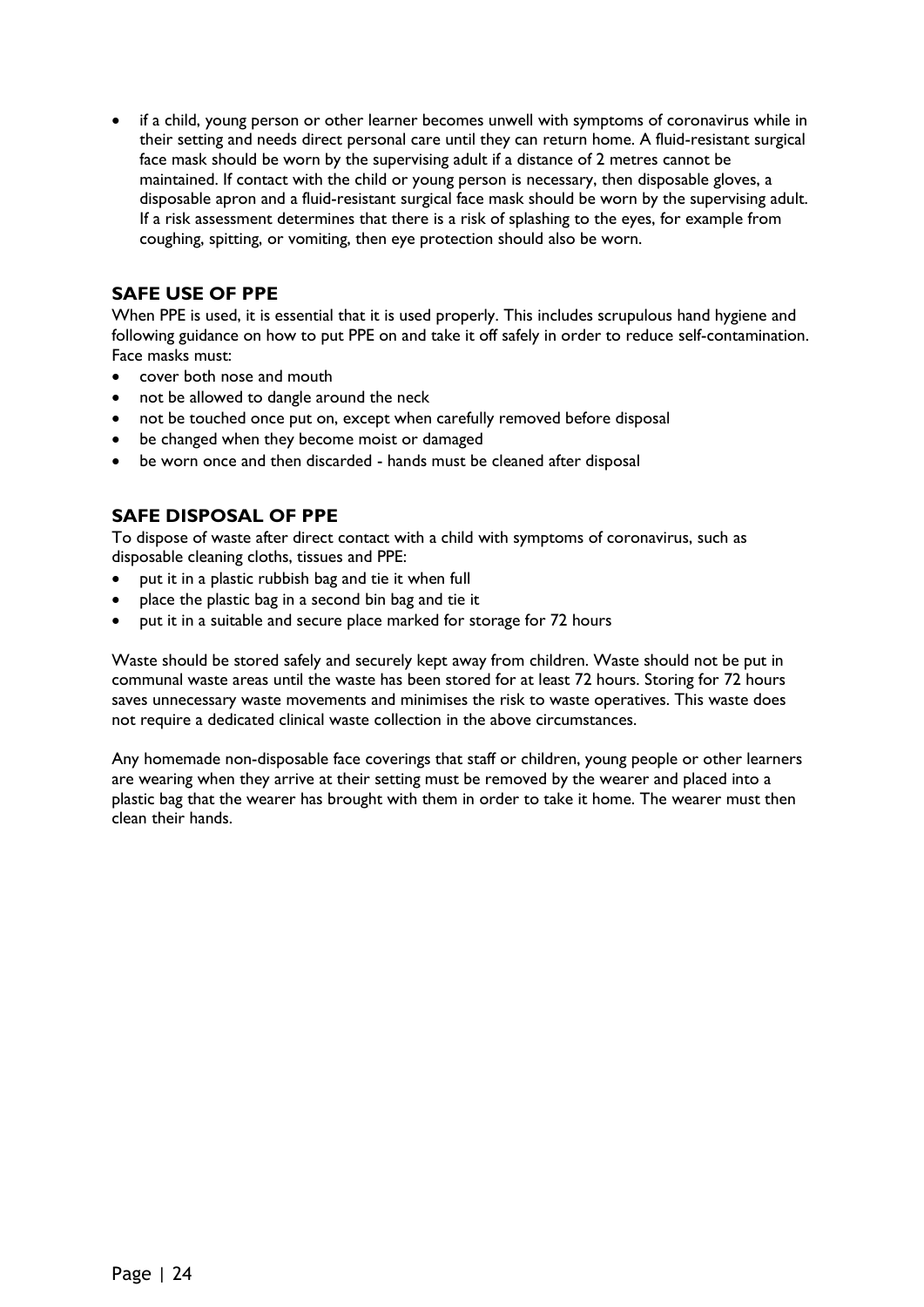- if a child, young person or other learner becomes unwell with symptoms of coronavirus while in their setting and needs direct personal care until they can return home. A fluid-resistant surgical face mask should be worn by the supervising adult if a distance of 2 metres cannot be maintained. If contact with the child or young person is necessary, then disposable gloves, a disposable apron and a fluid-resistant surgical face mask should be worn by the supervising adult. If a risk assessment determines that there is a risk of splashing to the eyes, for example from coughing, spitting, or vomiting, then eye protection should also be worn.

## SAFE USE OF PPE

When PPE is used, it is essential that it is used properly. This includes scrupulous hand hygiene and following guidance on how to put PPE on and take it off safely in order to reduce self-contamination. Face masks must:

- cover both nose and mouth
- not be allowed to dangle around the neck
- not be touched once put on, except when carefully removed before disposal
- be changed when they become moist or damaged
- be worn once and then discarded - hands must be cleaned after disposal

## SAFE DISPOSAL OF PPE

To dispose of waste after direct contact with a child with symptoms of coronavirus, such as disposable cleaning cloths, tissues and PPE:

- put it in a plastic rubbish bag and tie it when full
- place the plastic bag in a second bin bag and tie it
- put it in a suitable and secure place marked for storage for 72 hours

Waste should be stored safely and securely kept away from children. Waste should not be put in communal waste areas until the waste has been stored for at least 72 hours. Storing for 72 hours saves unnecessary waste movements and minimises the risk to waste operatives. This waste does not require a dedicated clinical waste collection in the above circumstances.

Any homemade non-disposable face coverings that staff or children, young people or other learners are wearing when they arrive at their setting must be removed by the wearer and placed into a plastic bag that the wearer has brought with them in order to take it home. The wearer must then clean their hands.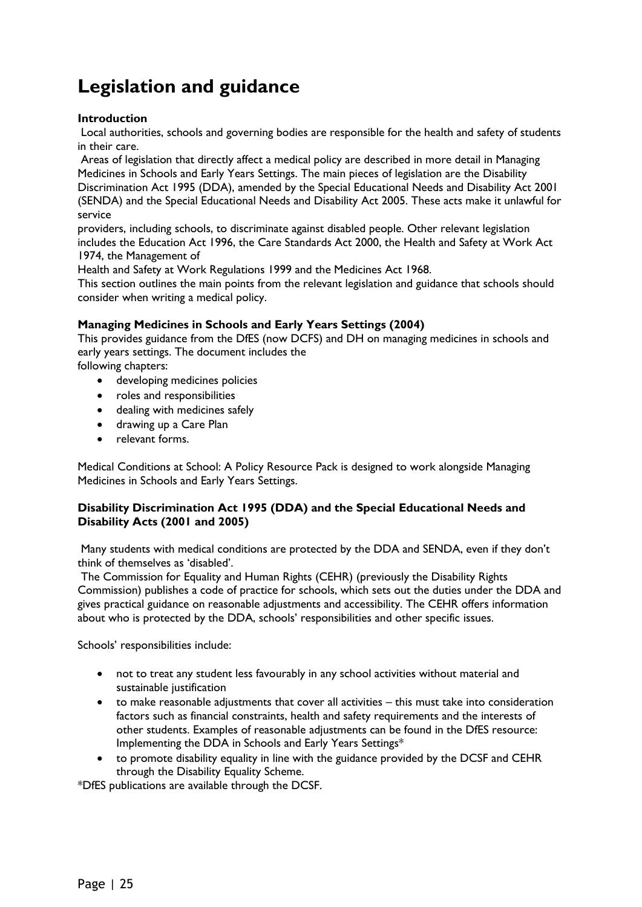# Legislation and guidance

**Introduction**

Local authorities, schools and governing bodies are responsible for the health and safety of students in their care.

Areas of legislation that directly affect a medical policy are described in more detail in Managing Medicines in Schools and Early Years Settings. The main pieces of legislation are the Disability Discrimination Act 1995 (DDA), amended by the Special Educational Needs and Disability Act 2001 (SENDA) and the Special Educational Needs and Disability Act 2005. These acts make it unlawful for service providers, including schools, to discriminate against disabled people. Other relevant legislation includes the Education Act 1996, the Care Standards Act 2000, the Health and Safety at Work Act 1974, the Management of Health and Safety at Work Regulations 1999 and the Medicines Act 1968.

This section outlines the main points from the relevant legislation and guidance that schools should consider when writing a medical policy.

**Managing Medicines in Schools and Early Years Settings (2004)**

This provides guidance from the DfES (now DCFS) and DH on managing medicines in schools and early years settings. The document includes the following chapters:

- developing medicines policies
- roles and responsibilities
- dealing with medicines safely
- drawing up a Care Plan
- relevant forms.

Medical Conditions at School: A Policy Resource Pack is designed to work alongside Managing Medicines in Schools and Early Years Settings.

**Disability Discrimination Act 1995 (DDA) and the Special Educational Needs and Disability Acts (2001 and 2005)**

Many students with medical conditions are protected by the DDA and SENDA, even if they don't think of themselves as 'disabled'.

The Commission for Equality and Human Rights (CEHR) (previously the Disability Rights Commission) publishes a code of practice for schools, which sets out the duties under the DDA and gives practical guidance on reasonable adjustments and accessibility. The CEHR offers information about who is protected by the DDA, schools' responsibilities and other specific issues.

Schools' responsibilities include:

- not to treat any student less favourably in any school activities without material and sustainable justification
- to make reasonable adjustments that cover all activities – this must take into consideration factors such as financial constraints, health and safety requirements and the interests of other students. Examples of reasonable adjustments can be found in the DfES resource: Implementing the DDA in Schools and Early Years Settings*
- to promote disability equality in line with the guidance provided by the DCSF and CEHR through the Disability Equality Scheme.

*DfES publications are available through the DCSF.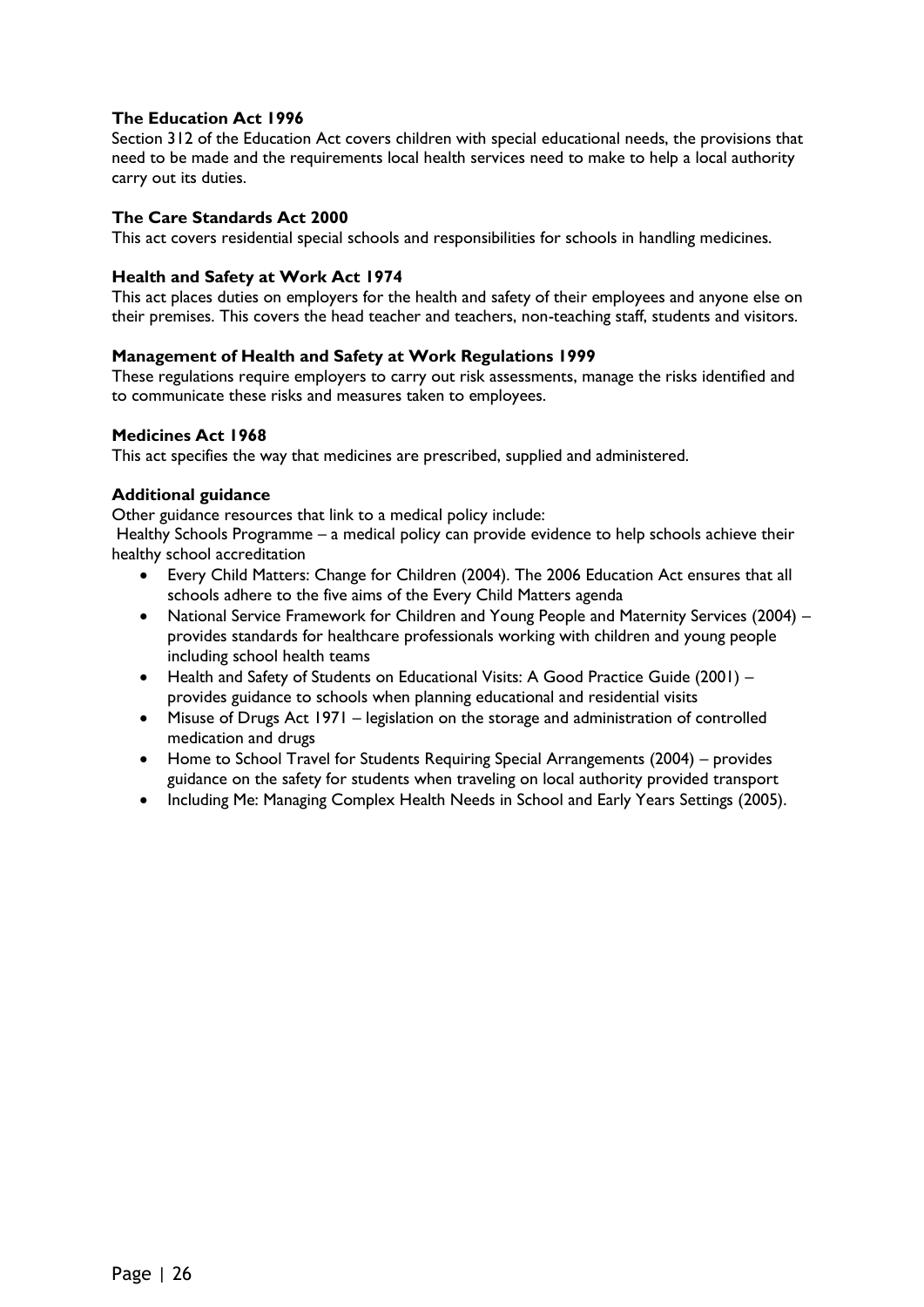**The Education Act 1996**

Section 312 of the Education Act covers children with special educational needs, the provisions that need to be made and the requirements local health services need to make to help a local authority carry out its duties.

**The Care Standards Act 2000**

This act covers residential special schools and responsibilities for schools in handling medicines.

**Health and Safety at Work Act 1974**

This act places duties on employers for the health and safety of their employees and anyone else on their premises. This covers the head teacher and teachers, non-teaching staff, students and visitors.

**Management of Health and Safety at Work Regulations 1999**

These regulations require employers to carry out risk assessments, manage the risks identified and to communicate these risks and measures taken to employees.

**Medicines Act 1968**

This act specifies the way that medicines are prescribed, supplied and administered.

**Additional guidance**

Other guidance resources that link to a medical policy include:

Healthy Schools Programme – a medical policy can provide evidence to help schools achieve their healthy school accreditation

- Every Child Matters: Change for Children (2004). The 2006 Education Act ensures that all schools adhere to the five aims of the Every Child Matters agenda
- National Service Framework for Children and Young People and Maternity Services (2004) – provides standards for healthcare professionals working with children and young people including school health teams
- Health and Safety of Students on Educational Visits: A Good Practice Guide (2001) – provides guidance to schools when planning educational and residential visits
- Misuse of Drugs Act 1971 – legislation on the storage and administration of controlled medication and drugs
- Home to School Travel for Students Requiring Special Arrangements (2004) – provides guidance on the safety for students when traveling on local authority provided transport
- Including Me: Managing Complex Health Needs in School and Early Years Settings (2005).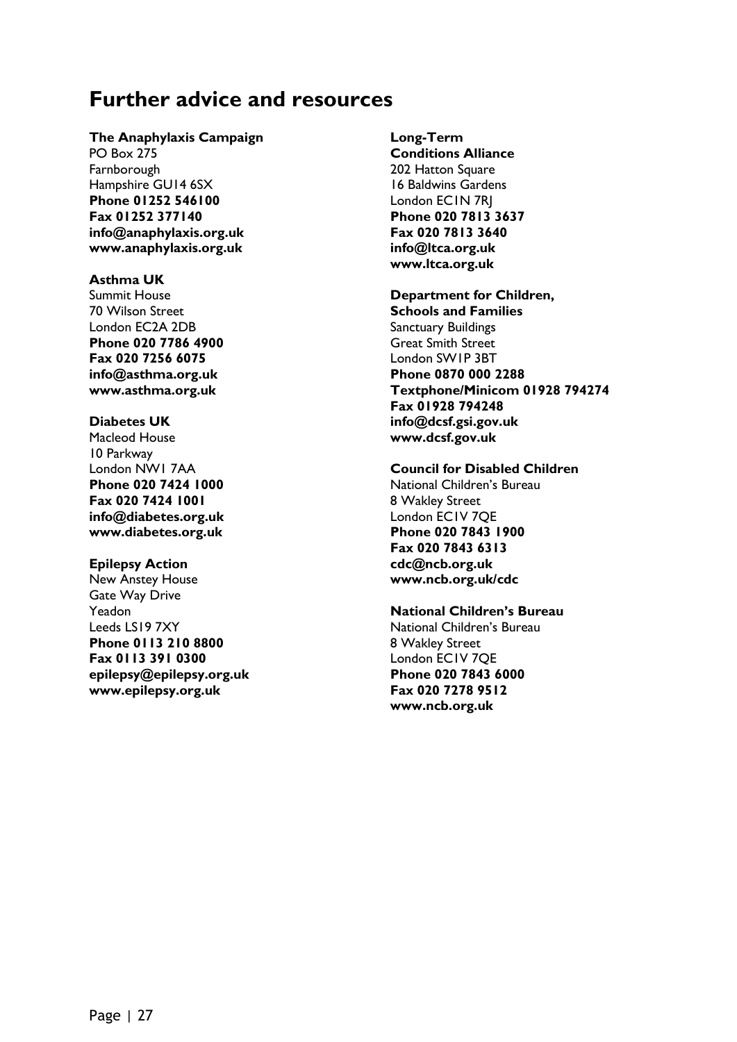# Further advice and resources

**The Anaphylaxis Campaign**
PO Box 275
Farnborough
Hampshire GU14 6SX
**Phone 01252 546100**
**Fax 01252 377140**
**info@anaphylaxis.org.uk**
**www.anaphylaxis.org.uk**

**Asthma UK**
Summit House
70 Wilson Street
London EC2A 2DB
**Phone 020 7786 4900**
**Fax 020 7256 6075**
**info@asthma.org.uk**
**www.asthma.org.uk**

**Diabetes UK**
Macleod House
10 Parkway
London NW1 7AA
**Phone 020 7424 1000**
**Fax 020 7424 1001**
**info@diabetes.org.uk**
**www.diabetes.org.uk**

**Epilepsy Action**
New Anstey House
Gate Way Drive
Yeadon
Leeds LS19 7XY
**Phone 0113 210 8800**
**Fax 0113 391 0300**
**epilepsy@epilepsy.org.uk**
**www.epilepsy.org.uk**

**Long-Term Conditions Alliance**
202 Hatton Square
16 Baldwins Gardens
London EC1N 7RJ
**Phone 020 7813 3637**
**Fax 020 7813 3640**
**info@ltca.org.uk**
**www.ltca.org.uk**

**Department for Children, Schools and Families**
Sanctuary Buildings
Great Smith Street
London SW1P 3BT
**Phone 0870 000 2288**
**Textphone/Minicom 01928 794274**
**Fax 01928 794248**
**info@dcsf.gsi.gov.uk**
**www.dcsf.gov.uk**

**Council for Disabled Children**
National Children's Bureau
8 Wakley Street
London EC1V 7QE
**Phone 020 7843 1900**
**Fax 020 7843 6313**
**cdc@ncb.org.uk**
**www.ncb.org.uk/cdc**

**National Children's Bureau**
National Children's Bureau
8 Wakley Street
London EC1V 7QE
**Phone 020 7843 6000**
**Fax 020 7278 9512**
**www.ncb.org.uk**